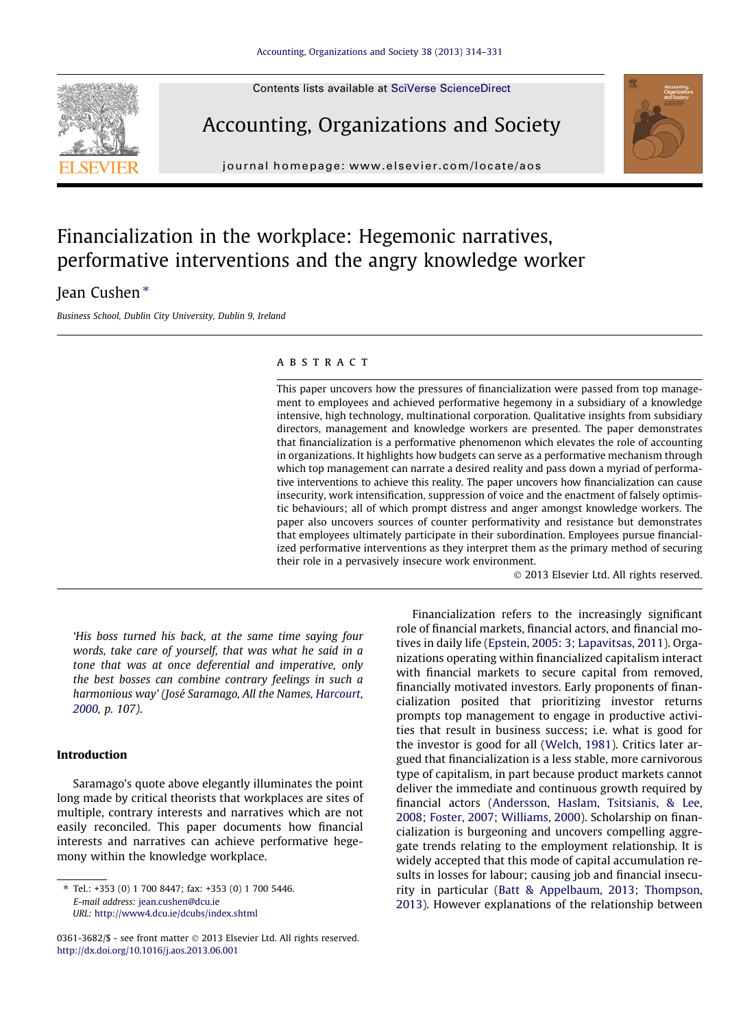# Financialization in the workplace: Hegemonic narratives, performative interventions and the angry knowledge worker

Jean Cushen *

*Business School, Dublin City University, Dublin 9, Ireland*

## ABSTRACT

This paper uncovers how the pressures of financialization were passed from top management to employees and achieved performative hegemony in a subsidiary of a knowledge intensive, high technology, multinational corporation. Qualitative insights from subsidiary directors, management and knowledge workers are presented. The paper demonstrates that financialization is a performative phenomenon which elevates the role of accounting in organizations. It highlights how budgets can serve as a performative mechanism through which top management can narrate a desired reality and pass down a myriad of performative interventions to achieve this reality. The paper uncovers how financialization can cause insecurity, work intensification, suppression of voice and the enactment of falsely optimistic behaviours; all of which prompt distress and anger amongst knowledge workers. The paper also uncovers sources of counter performativity and resistance but demonstrates that employees ultimately participate in their subordination. Employees pursue financialized performative interventions as they interpret them as the primary method of securing their role in a pervasively insecure work environment.

© 2013 Elsevier Ltd. All rights reserved.

*'His boss turned his back, at the same time saying four words, take care of yourself, that was what he said in a tone that was at once deferential and imperative, only the best bosses can combine contrary feelings in such a harmonious way' (José Saramago, All the Names, Harcourt, 2000, p. 107).*

## Introduction

Saramago's quote above elegantly illuminates the point long made by critical theorists that workplaces are sites of multiple, contrary interests and narratives which are not easily reconciled. This paper documents how financial interests and narratives can achieve performative hegemony within the knowledge workplace.

Financialization refers to the increasingly significant role of financial markets, financial actors, and financial motives in daily life (Epstein, 2005: 3; Lapavitsas, 2011). Organizations operating within financialized capitalism interact with financial markets to secure capital from removed, financially motivated investors. Early proponents of financialization posited that prioritizing investor returns prompts top management to engage in productive activities that result in business success; i.e. what is good for the investor is good for all (Welch, 1981). Critics later argued that financialization is a less stable, more carnivorous type of capitalism, in part because product markets cannot deliver the immediate and continuous growth required by financial actors (Andersson, Haslam, Tsitsianis, & Lee, 2008; Foster, 2007; Williams, 2000). Scholarship on financialization is burgeoning and uncovers compelling aggregate trends relating to the employment relationship. It is widely accepted that this mode of capital accumulation results in losses for labour; causing job and financial insecurity in particular (Batt & Appelbaum, 2013; Thompson, 2013). However explanations of the relationship between

---

* Tel.: +353 (0) 1 700 8447; fax: +353 (0) 1 700 5446.
*E-mail address:* jean.cushen@dcu.ie
*URL:* http://www4.dcu.ie/dcubs/index.shtml

0361-3682/$ - see front matter © 2013 Elsevier Ltd. All rights reserved.
http://dx.doi.org/10.1016/j.aos.2013.06.001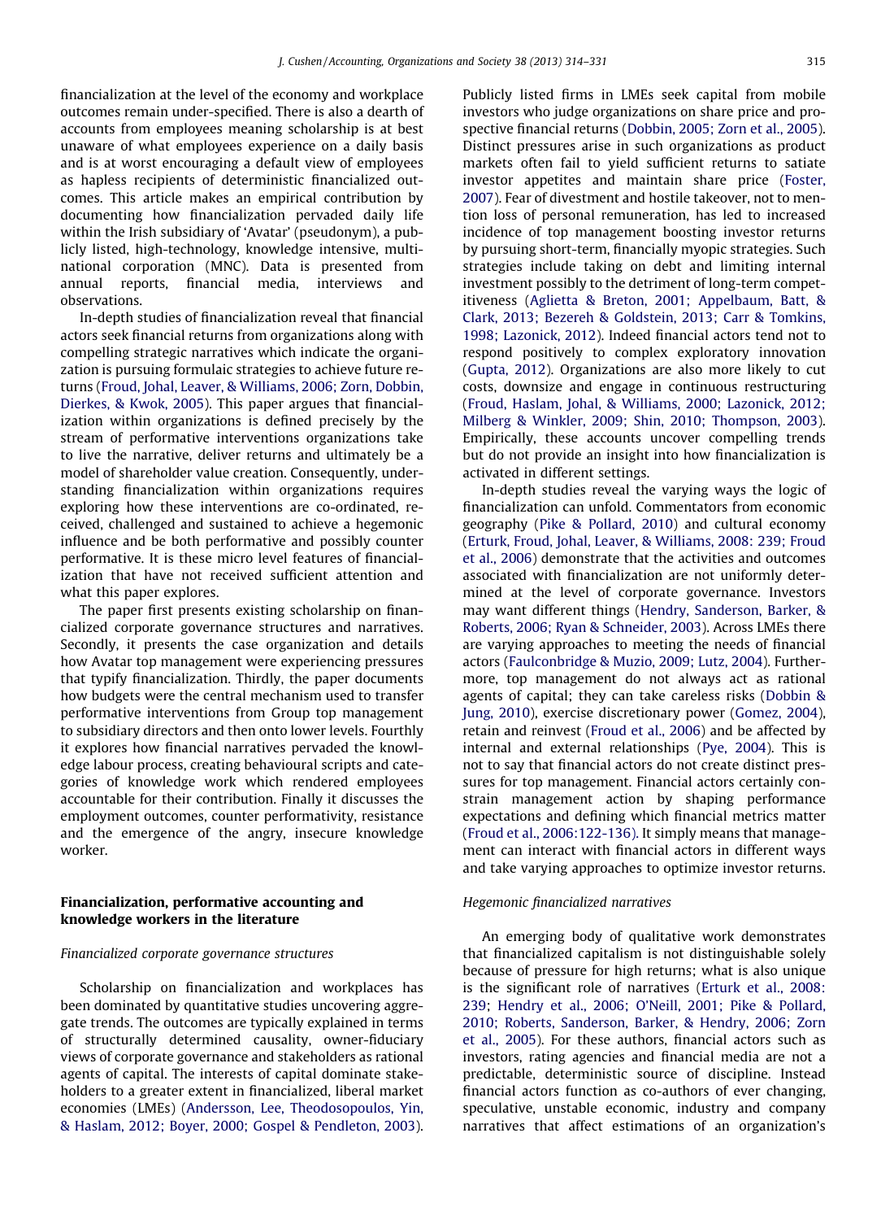financialization at the level of the economy and workplace outcomes remain under-specified. There is also a dearth of accounts from employees meaning scholarship is at best unaware of what employees experience on a daily basis and is at worst encouraging a default view of employees as hapless recipients of deterministic financialized outcomes. This article makes an empirical contribution by documenting how financialization pervaded daily life within the Irish subsidiary of 'Avatar' (pseudonym), a publicly listed, high-technology, knowledge intensive, multinational corporation (MNC). Data is presented from annual reports, financial media, interviews and observations.

In-depth studies of financialization reveal that financial actors seek financial returns from organizations along with compelling strategic narratives which indicate the organization is pursuing formulaic strategies to achieve future returns (Froud, Johal, Leaver, & Williams, 2006; Zorn, Dobbin, Dierkes, & Kwok, 2005). This paper argues that financialization within organizations is defined precisely by the stream of performative interventions organizations take to live the narrative, deliver returns and ultimately be a model of shareholder value creation. Consequently, understanding financialization within organizations requires exploring how these interventions are co-ordinated, received, challenged and sustained to achieve a hegemonic influence and be both performative and possibly counter performative. It is these micro level features of financialization that have not received sufficient attention and what this paper explores.

The paper first presents existing scholarship on financialized corporate governance structures and narratives. Secondly, it presents the case organization and details how Avatar top management were experiencing pressures that typify financialization. Thirdly, the paper documents how budgets were the central mechanism used to transfer performative interventions from Group top management to subsidiary directors and then onto lower levels. Fourthly it explores how financial narratives pervaded the knowledge labour process, creating behavioural scripts and categories of knowledge work which rendered employees accountable for their contribution. Finally it discusses the employment outcomes, counter performativity, resistance and the emergence of the angry, insecure knowledge worker.

## Financialization, performative accounting and knowledge workers in the literature

### *Financialized corporate governance structures*

Scholarship on financialization and workplaces has been dominated by quantitative studies uncovering aggregate trends. The outcomes are typically explained in terms of structurally determined causality, owner-fiduciary views of corporate governance and stakeholders as rational agents of capital. The interests of capital dominate stakeholders to a greater extent in financialized, liberal market economies (LMEs) (Andersson, Lee, Theodosopoulos, Yin, & Haslam, 2012; Boyer, 2000; Gospel & Pendleton, 2003). Publicly listed firms in LMEs seek capital from mobile investors who judge organizations on share price and prospective financial returns (Dobbin, 2005; Zorn et al., 2005). Distinct pressures arise in such organizations as product markets often fail to yield sufficient returns to satiate investor appetites and maintain share price (Foster, 2007). Fear of divestment and hostile takeover, not to mention loss of personal remuneration, has led to increased incidence of top management boosting investor returns by pursuing short-term, financially myopic strategies. Such strategies include taking on debt and limiting internal investment possibly to the detriment of long-term competitiveness (Aglietta & Breton, 2001; Appelbaum, Batt, & Clark, 2013; Bezereh & Goldstein, 2013; Carr & Tomkins, 1998; Lazonick, 2012). Indeed financial actors tend not to respond positively to complex exploratory innovation (Gupta, 2012). Organizations are also more likely to cut costs, downsize and engage in continuous restructuring (Froud, Haslam, Johal, & Williams, 2000; Lazonick, 2012; Milberg & Winkler, 2009; Shin, 2010; Thompson, 2003). Empirically, these accounts uncover compelling trends but do not provide an insight into how financialization is activated in different settings.

In-depth studies reveal the varying ways the logic of financialization can unfold. Commentators from economic geography (Pike & Pollard, 2010) and cultural economy (Erturk, Froud, Johal, Leaver, & Williams, 2008: 239; Froud et al., 2006) demonstrate that the activities and outcomes associated with financialization are not uniformly determined at the level of corporate governance. Investors may want different things (Hendry, Sanderson, Barker, & Roberts, 2006; Ryan & Schneider, 2003). Across LMEs there are varying approaches to meeting the needs of financial actors (Faulconbridge & Muzio, 2009; Lutz, 2004). Furthermore, top management do not always act as rational agents of capital; they can take careless risks (Dobbin & Jung, 2010), exercise discretionary power (Gomez, 2004), retain and reinvest (Froud et al., 2006) and be affected by internal and external relationships (Pye, 2004). This is not to say that financial actors do not create distinct pressures for top management. Financial actors certainly constrain management action by shaping performance expectations and defining which financial metrics matter (Froud et al., 2006:122-136). It simply means that management can interact with financial actors in different ways and take varying approaches to optimize investor returns.

### *Hegemonic financialized narratives*

An emerging body of qualitative work demonstrates that financialized capitalism is not distinguishable solely because of pressure for high returns; what is also unique is the significant role of narratives (Erturk et al., 2008: 239; Hendry et al., 2006; O'Neill, 2001; Pike & Pollard, 2010; Roberts, Sanderson, Barker, & Hendry, 2006; Zorn et al., 2005). For these authors, financial actors such as investors, rating agencies and financial media are not a predictable, deterministic source of discipline. Instead financial actors function as co-authors of ever changing, speculative, unstable economic, industry and company narratives that affect estimations of an organization's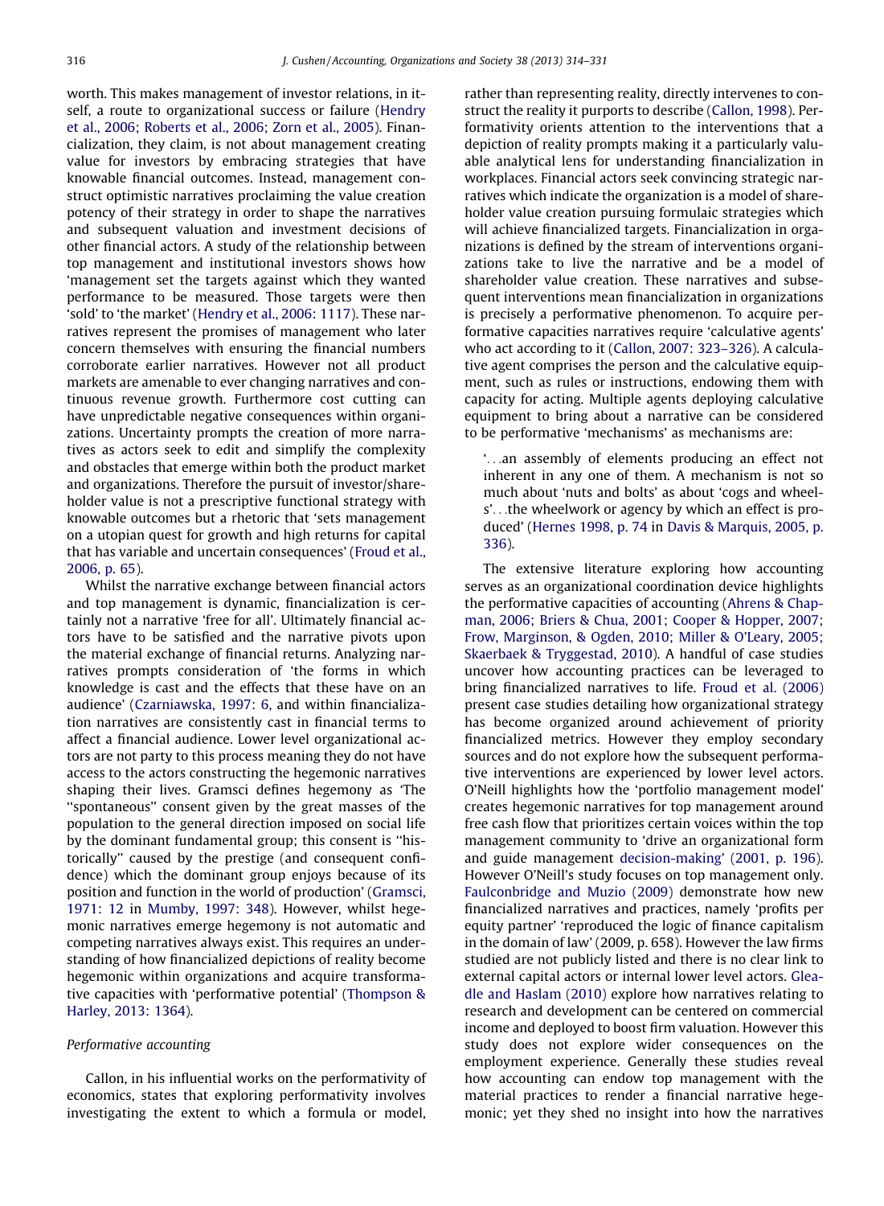worth. This makes management of investor relations, in itself, a route to organizational success or failure (Hendry et al., 2006; Roberts et al., 2006; Zorn et al., 2005). Financialization, they claim, is not about management creating value for investors by embracing strategies that have knowable financial outcomes. Instead, management construct optimistic narratives proclaiming the value creation potency of their strategy in order to shape the narratives and subsequent valuation and investment decisions of other financial actors. A study of the relationship between top management and institutional investors shows how 'management set the targets against which they wanted performance to be measured. Those targets were then 'sold' to 'the market' (Hendry et al., 2006: 1117). These narratives represent the promises of management who later concern themselves with ensuring the financial numbers corroborate earlier narratives. However not all product markets are amenable to ever changing narratives and continuous revenue growth. Furthermore cost cutting can have unpredictable negative consequences within organizations. Uncertainty prompts the creation of more narratives as actors seek to edit and simplify the complexity and obstacles that emerge within both the product market and organizations. Therefore the pursuit of investor/shareholder value is not a prescriptive functional strategy with knowable outcomes but a rhetoric that 'sets management on a utopian quest for growth and high returns for capital that has variable and uncertain consequences' (Froud et al., 2006, p. 65).

Whilst the narrative exchange between financial actors and top management is dynamic, financialization is certainly not a narrative 'free for all'. Ultimately financial actors have to be satisfied and the narrative pivots upon the material exchange of financial returns. Analyzing narratives prompts consideration of 'the forms in which knowledge is cast and the effects that these have on an audience' (Czarniawska, 1997: 6, and within financialization narratives are consistently cast in financial terms to affect a financial audience. Lower level organizational actors are not party to this process meaning they do not have access to the actors constructing the hegemonic narratives shaping their lives. Gramsci defines hegemony as 'The "spontaneous" consent given by the great masses of the population to the general direction imposed on social life by the dominant fundamental group; this consent is "historically" caused by the prestige (and consequent confidence) which the dominant group enjoys because of its position and function in the world of production' (Gramsci, 1971: 12 in Mumby, 1997: 348). However, whilst hegemonic narratives emerge hegemony is not automatic and competing narratives always exist. This requires an understanding of how financialized depictions of reality become hegemonic within organizations and acquire transformative capacities with 'performative potential' (Thompson & Harley, 2013: 1364).

### Performative accounting

Callon, in his influential works on the performativity of economics, states that exploring performativity involves investigating the extent to which a formula or model, rather than representing reality, directly intervenes to construct the reality it purports to describe (Callon, 1998). Performativity orients attention to the interventions that a depiction of reality prompts making it a particularly valuable analytical lens for understanding financialization in workplaces. Financial actors seek convincing strategic narratives which indicate the organization is a model of shareholder value creation pursuing formulaic strategies which will achieve financialized targets. Financialization in organizations is defined by the stream of interventions organizations take to live the narrative and be a model of shareholder value creation. These narratives and subsequent interventions mean financialization in organizations is precisely a performative phenomenon. To acquire performative capacities narratives require 'calculative agents' who act according to it (Callon, 2007: 323–326). A calculative agent comprises the person and the calculative equipment, such as rules or instructions, endowing them with capacity for acting. Multiple agents deploying calculative equipment to bring about a narrative can be considered to be performative 'mechanisms' as mechanisms are:

> '...an assembly of elements producing an effect not inherent in any one of them. A mechanism is not so much about 'nuts and bolts' as about 'cogs and wheels'...the wheelwork or agency by which an effect is produced' (Hernes 1998, p. 74 in Davis & Marquis, 2005, p. 336).

The extensive literature exploring how accounting serves as an organizational coordination device highlights the performative capacities of accounting (Ahrens & Chapman, 2006; Briers & Chua, 2001; Cooper & Hopper, 2007; Frow, Marginson, & Ogden, 2010; Miller & O'Leary, 2005; Skaerbaek & Tryggestad, 2010). A handful of case studies uncover how accounting practices can be leveraged to bring financialized narratives to life. Froud et al. (2006) present case studies detailing how organizational strategy has become organized around achievement of priority financialized metrics. However they employ secondary sources and do not explore how the subsequent performative interventions are experienced by lower level actors. O'Neill highlights how the 'portfolio management model' creates hegemonic narratives for top management around free cash flow that prioritizes certain voices within the top management community to 'drive an organizational form and guide management decision-making' (2001, p. 196). However O'Neill's study focuses on top management only. Faulconbridge and Muzio (2009) demonstrate how new financialized narratives and practices, namely 'profits per equity partner' 'reproduced the logic of finance capitalism in the domain of law' (2009, p. 658). However the law firms studied are not publicly listed and there is no clear link to external capital actors or internal lower level actors. Gleadle and Haslam (2010) explore how narratives relating to research and development can be centered on commercial income and deployed to boost firm valuation. However this study does not explore wider consequences on the employment experience. Generally these studies reveal how accounting can endow top management with the material practices to render a financial narrative hegemonic; yet they shed no insight into how the narratives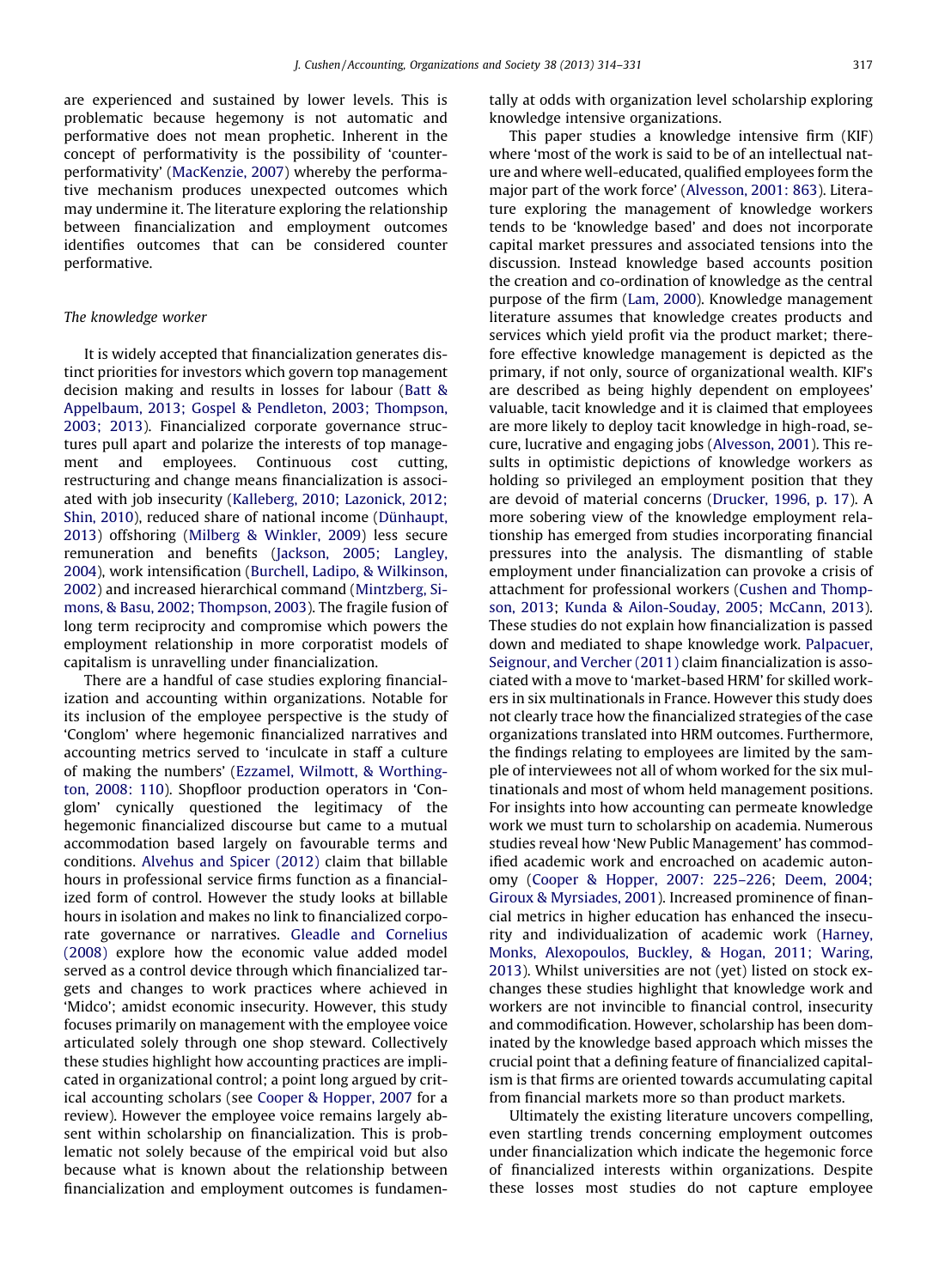are experienced and sustained by lower levels. This is problematic because hegemony is not automatic and performative does not mean prophetic. Inherent in the concept of performativity is the possibility of 'counter-performativity' (MacKenzie, 2007) whereby the performative mechanism produces unexpected outcomes which may undermine it. The literature exploring the relationship between financialization and employment outcomes identifies outcomes that can be considered counter performative.

### *The knowledge worker*

It is widely accepted that financialization generates distinct priorities for investors which govern top management decision making and results in losses for labour (Batt & Appelbaum, 2013; Gospel & Pendleton, 2003; Thompson, 2003; 2013). Financialized corporate governance structures pull apart and polarize the interests of top management and employees. Continuous cost cutting, restructuring and change means financialization is associated with job insecurity (Kalleberg, 2010; Lazonick, 2012; Shin, 2010), reduced share of national income (Dünhaupt, 2013) offshoring (Milberg & Winkler, 2009) less secure remuneration and benefits (Jackson, 2005; Langley, 2004), work intensification (Burchell, Ladipo, & Wilkinson, 2002) and increased hierarchical command (Mintzberg, Simons, & Basu, 2002; Thompson, 2003). The fragile fusion of long term reciprocity and compromise which powers the employment relationship in more corporatist models of capitalism is unravelling under financialization.

There are a handful of case studies exploring financialization and accounting within organizations. Notable for its inclusion of the employee perspective is the study of 'Conglom' where hegemonic financialized narratives and accounting metrics served to 'inculcate in staff a culture of making the numbers' (Ezzamel, Wilmott, & Worthington, 2008: 110). Shopfloor production operators in 'Conglom' cynically questioned the legitimacy of the hegemonic financialized discourse but came to a mutual accommodation based largely on favourable terms and conditions. Alvehus and Spicer (2012) claim that billable hours in professional service firms function as a financialized form of control. However the study looks at billable hours in isolation and makes no link to financialized corporate governance or narratives. Gleadle and Cornelius (2008) explore how the economic value added model served as a control device through which financialized targets and changes to work practices where achieved in 'Midco'; amidst economic insecurity. However, this study focuses primarily on management with the employee voice articulated solely through one shop steward. Collectively these studies highlight how accounting practices are implicated in organizational control; a point long argued by critical accounting scholars (see Cooper & Hopper, 2007 for a review). However the employee voice remains largely absent within scholarship on financialization. This is problematic not solely because of the empirical void but also because what is known about the relationship between financialization and employment outcomes is fundamentally at odds with organization level scholarship exploring knowledge intensive organizations.

This paper studies a knowledge intensive firm (KIF) where 'most of the work is said to be of an intellectual nature and where well-educated, qualified employees form the major part of the work force' (Alvesson, 2001: 863). Literature exploring the management of knowledge workers tends to be 'knowledge based' and does not incorporate capital market pressures and associated tensions into the discussion. Instead knowledge based accounts position the creation and co-ordination of knowledge as the central purpose of the firm (Lam, 2000). Knowledge management literature assumes that knowledge creates products and services which yield profit via the product market; therefore effective knowledge management is depicted as the primary, if not only, source of organizational wealth. KIF's are described as being highly dependent on employees' valuable, tacit knowledge and it is claimed that employees are more likely to deploy tacit knowledge in high-road, secure, lucrative and engaging jobs (Alvesson, 2001). This results in optimistic depictions of knowledge workers as holding so privileged an employment position that they are devoid of material concerns (Drucker, 1996, p. 17). A more sobering view of the knowledge employment relationship has emerged from studies incorporating financial pressures into the analysis. The dismantling of stable employment under financialization can provoke a crisis of attachment for professional workers (Cushen and Thompson, 2013; Kunda & Ailon-Souday, 2005; McCann, 2013). These studies do not explain how financialization is passed down and mediated to shape knowledge work. Palpacuer, Seignour, and Vercher (2011) claim financialization is associated with a move to 'market-based HRM' for skilled workers in six multinationals in France. However this study does not clearly trace how the financialized strategies of the case organizations translated into HRM outcomes. Furthermore, the findings relating to employees are limited by the sample of interviewees not all of whom worked for the six multinationals and most of whom held management positions. For insights into how accounting can permeate knowledge work we must turn to scholarship on academia. Numerous studies reveal how 'New Public Management' has commodified academic work and encroached on academic autonomy (Cooper & Hopper, 2007: 225–226; Deem, 2004; Giroux & Myrsiades, 2001). Increased prominence of financial metrics in higher education has enhanced the insecurity and individualization of academic work (Harney, Monks, Alexopoulos, Buckley, & Hogan, 2011; Waring, 2013). Whilst universities are not (yet) listed on stock exchanges these studies highlight that knowledge work and workers are not invincible to financial control, insecurity and commodification. However, scholarship has been dominated by the knowledge based approach which misses the crucial point that a defining feature of financialized capitalism is that firms are oriented towards accumulating capital from financial markets more so than product markets.

Ultimately the existing literature uncovers compelling, even startling trends concerning employment outcomes under financialization which indicate the hegemonic force of financialized interests within organizations. Despite these losses most studies do not capture employee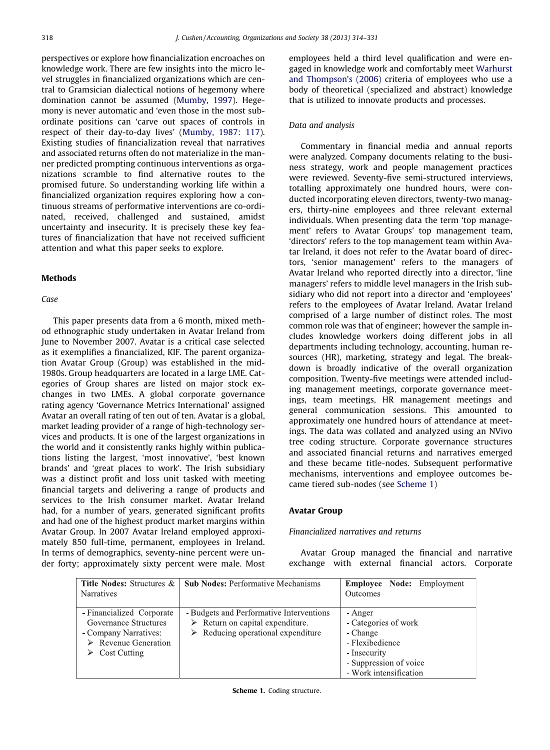perspectives or explore how financialization encroaches on knowledge work. There are few insights into the micro level struggles in financialized organizations which are central to Gramscian dialectical notions of hegemony where domination cannot be assumed (Mumby, 1997). Hegemony is never automatic and 'even those in the most subordinate positions can 'carve out spaces of controls in respect of their day-to-day lives' (Mumby, 1987: 117). Existing studies of financialization reveal that narratives and associated returns often do not materialize in the manner predicted prompting continuous interventions as organizations scramble to find alternative routes to the promised future. So understanding working life within a financialized organization requires exploring how a continuous streams of performative interventions are co-ordinated, received, challenged and sustained, amidst uncertainty and insecurity. It is precisely these key features of financialization that have not received sufficient attention and what this paper seeks to explore.

## Methods

### Case

This paper presents data from a 6 month, mixed method ethnographic study undertaken in Avatar Ireland from June to November 2007. Avatar is a critical case selected as it exemplifies a financialized, KIF. The parent organization Avatar Group (Group) was established in the mid-1980s. Group headquarters are located in a large LME. Categories of Group shares are listed on major stock exchanges in two LMEs. A global corporate governance rating agency 'Governance Metrics International' assigned Avatar an overall rating of ten out of ten. Avatar is a global, market leading provider of a range of high-technology services and products. It is one of the largest organizations in the world and it consistently ranks highly within publications listing the largest, 'most innovative', 'best known brands' and 'great places to work'. The Irish subsidiary was a distinct profit and loss unit tasked with meeting financial targets and delivering a range of products and services to the Irish consumer market. Avatar Ireland had, for a number of years, generated significant profits and had one of the highest product market margins within Avatar Group. In 2007 Avatar Ireland employed approximately 850 full-time, permanent, employees in Ireland. In terms of demographics, seventy-nine percent were under forty; approximately sixty percent were male. Most employees held a third level qualification and were engaged in knowledge work and comfortably meet Warhurst and Thompson's (2006) criteria of employees who use a body of theoretical (specialized and abstract) knowledge that is utilized to innovate products and processes.

### Data and analysis

Commentary in financial media and annual reports were analyzed. Company documents relating to the business strategy, work and people management practices were reviewed. Seventy-five semi-structured interviews, totalling approximately one hundred hours, were conducted incorporating eleven directors, twenty-two managers, thirty-nine employees and three relevant external individuals. When presenting data the term 'top management' refers to Avatar Groups' top management team, 'directors' refers to the top management team within Avatar Ireland, it does not refer to the Avatar board of directors, 'senior management' refers to the managers of Avatar Ireland who reported directly into a director, 'line managers' refers to middle level managers in the Irish subsidiary who did not report into a director and 'employees' refers to the employees of Avatar Ireland. Avatar Ireland comprised of a large number of distinct roles. The most common role was that of engineer; however the sample includes knowledge workers doing different jobs in all departments including technology, accounting, human resources (HR), marketing, strategy and legal. The breakdown is broadly indicative of the overall organization composition. Twenty-five meetings were attended including management meetings, corporate governance meetings, team meetings, HR management meetings and general communication sessions. This amounted to approximately one hundred hours of attendance at meetings. The data was collated and analyzed using an NVivo tree coding structure. Corporate governance structures and associated financial returns and narratives emerged and these became title-nodes. Subsequent performative mechanisms, interventions and employee outcomes became tiered sub-nodes (see Scheme 1)

## Avatar Group

### Financialized narratives and returns

Avatar Group managed the financial and narrative exchange with external financial actors. Corporate

| **Title Nodes:** Structures & Narratives | **Sub Nodes:** Performative Mechanisms | **Employee Node:** Employment Outcomes |
|---|---|---|
| - Financialized Corporate Governance Structures<br>- Company Narratives:<br>➢ Revenue Generation<br>➢ Cost Cutting | - Budgets and Performative Interventions<br>➢ Return on capital expenditure.<br>➢ Reducing operational expenditure | - Anger<br>- Categories of work<br>- Change<br>- Flexibedience<br>- Insecurity<br>- Suppression of voice<br>- Work intensification |

**Scheme 1.** Coding structure.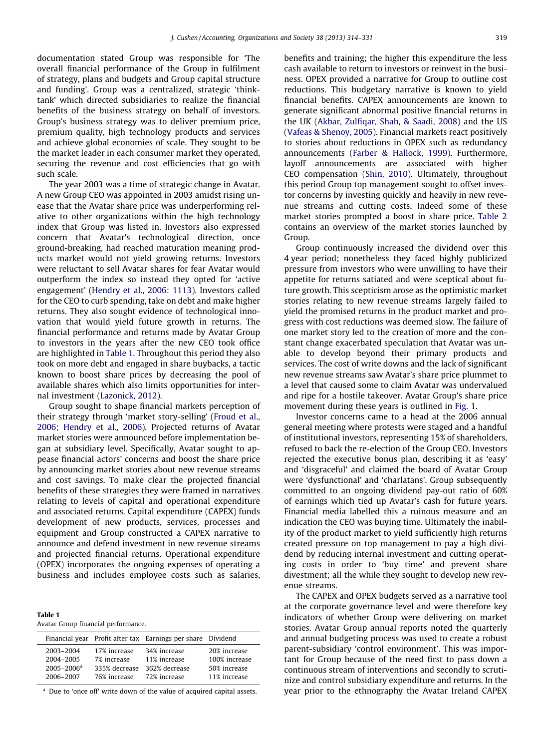documentation stated Group was responsible for 'The overall financial performance of the Group in fulfilment of strategy, plans and budgets and Group capital structure and funding'. Group was a centralized, strategic 'think-tank' which directed subsidiaries to realize the financial benefits of the business strategy on behalf of investors. Group's business strategy was to deliver premium price, premium quality, high technology products and services and achieve global economies of scale. They sought to be the market leader in each consumer market they operated, securing the revenue and cost efficiencies that go with such scale.

The year 2003 was a time of strategic change in Avatar. A new Group CEO was appointed in 2003 amidst rising unease that the Avatar share price was underperforming relative to other organizations within the high technology index that Group was listed in. Investors also expressed concern that Avatar's technological direction, once ground-breaking, had reached maturation meaning products market would not yield growing returns. Investors were reluctant to sell Avatar shares for fear Avatar would outperform the index so instead they opted for 'active engagement' (Hendry et al., 2006: 1113). Investors called for the CEO to curb spending, take on debt and make higher returns. They also sought evidence of technological innovation that would yield future growth in returns. The financial performance and returns made by Avatar Group to investors in the years after the new CEO took office are highlighted in Table 1. Throughout this period they also took on more debt and engaged in share buybacks, a tactic known to boost share prices by decreasing the pool of available shares which also limits opportunities for internal investment (Lazonick, 2012).

Group sought to shape financial markets perception of their strategy through 'market story-selling' (Froud et al., 2006; Hendry et al., 2006). Projected returns of Avatar market stories were announced before implementation began at subsidiary level. Specifically, Avatar sought to appease financial actors' concerns and boost the share price by announcing market stories about new revenue streams and cost savings. To make clear the projected financial benefits of these strategies they were framed in narratives relating to levels of capital and operational expenditure and associated returns. Capital expenditure (CAPEX) funds development of new products, services, processes and equipment and Group constructed a CAPEX narrative to announce and defend investment in new revenue streams and projected financial returns. Operational expenditure (OPEX) incorporates the ongoing expenses of operating a business and includes employee costs such as salaries, benefits and training; the higher this expenditure the less cash available to return to investors or reinvest in the business. OPEX provided a narrative for Group to outline cost reductions. This budgetary narrative is known to yield financial benefits. CAPEX announcements are known to generate significant abnormal positive financial returns in the UK (Akbar, Zulfiqar, Shah, & Saadi, 2008) and the US (Vafeas & Shenoy, 2005). Financial markets react positively to stories about reductions in OPEX such as redundancy announcements (Farber & Hallock, 1999). Furthermore, layoff announcements are associated with higher CEO compensation (Shin, 2010). Ultimately, throughout this period Group top management sought to offset investor concerns by investing quickly and heavily in new revenue streams and cutting costs. Indeed some of these market stories prompted a boost in share price. Table 2 contains an overview of the market stories launched by Group.

Group continuously increased the dividend over this 4 year period; nonetheless they faced highly publicized pressure from investors who were unwilling to have their appetite for returns satiated and were sceptical about future growth. This scepticism arose as the optimistic market stories relating to new revenue streams largely failed to yield the promised returns in the product market and progress with cost reductions was deemed slow. The failure of one market story led to the creation of more and the constant change exacerbated speculation that Avatar was unable to develop beyond their primary products and services. The cost of write downs and the lack of significant new revenue streams saw Avatar's share price plummet to a level that caused some to claim Avatar was undervalued and ripe for a hostile takeover. Avatar Group's share price movement during these years is outlined in Fig. 1.

Investor concerns came to a head at the 2006 annual general meeting where protests were staged and a handful of institutional investors, representing 15% of shareholders, refused to back the re-election of the Group CEO. Investors rejected the executive bonus plan, describing it as 'easy' and 'disgraceful' and claimed the board of Avatar Group were 'dysfunctional' and 'charlatans'. Group subsequently committed to an ongoing dividend pay-out ratio of 60% of earnings which tied up Avatar's cash for future years. Financial media labelled this a ruinous measure and an indication the CEO was buying time. Ultimately the inability of the product market to yield sufficiently high returns created pressure on top management to pay a high dividend by reducing internal investment and cutting operating costs in order to 'buy time' and prevent share divestment; all the while they sought to develop new revenue streams.

The CAPEX and OPEX budgets served as a narrative tool at the corporate governance level and were therefore key indicators of whether Group were delivering on market stories. Avatar Group annual reports noted the quarterly and annual budgeting process was used to create a robust parent-subsidiary 'control environment'. This was important for Group because of the need first to pass down a continuous stream of interventions and secondly to scrutinize and control subsidiary expenditure and returns. In the year prior to the ethnography the Avatar Ireland CAPEX

**Table 1**
Avatar Group financial performance.

| Financial year | Profit after tax | Earnings per share | Dividend |
|---|---|---|---|
| 2003–2004 | 17% increase | 34% increase | 20% increase |
| 2004–2005 | 7% increase | 11% increase | 100% increase |
| 2005–2006[a] | 335% decrease | 362% decrease | 50% increase |
| 2006–2007 | 76% increase | 72% increase | 11% increase |

[a] Due to 'once off' write down of the value of acquired capital assets.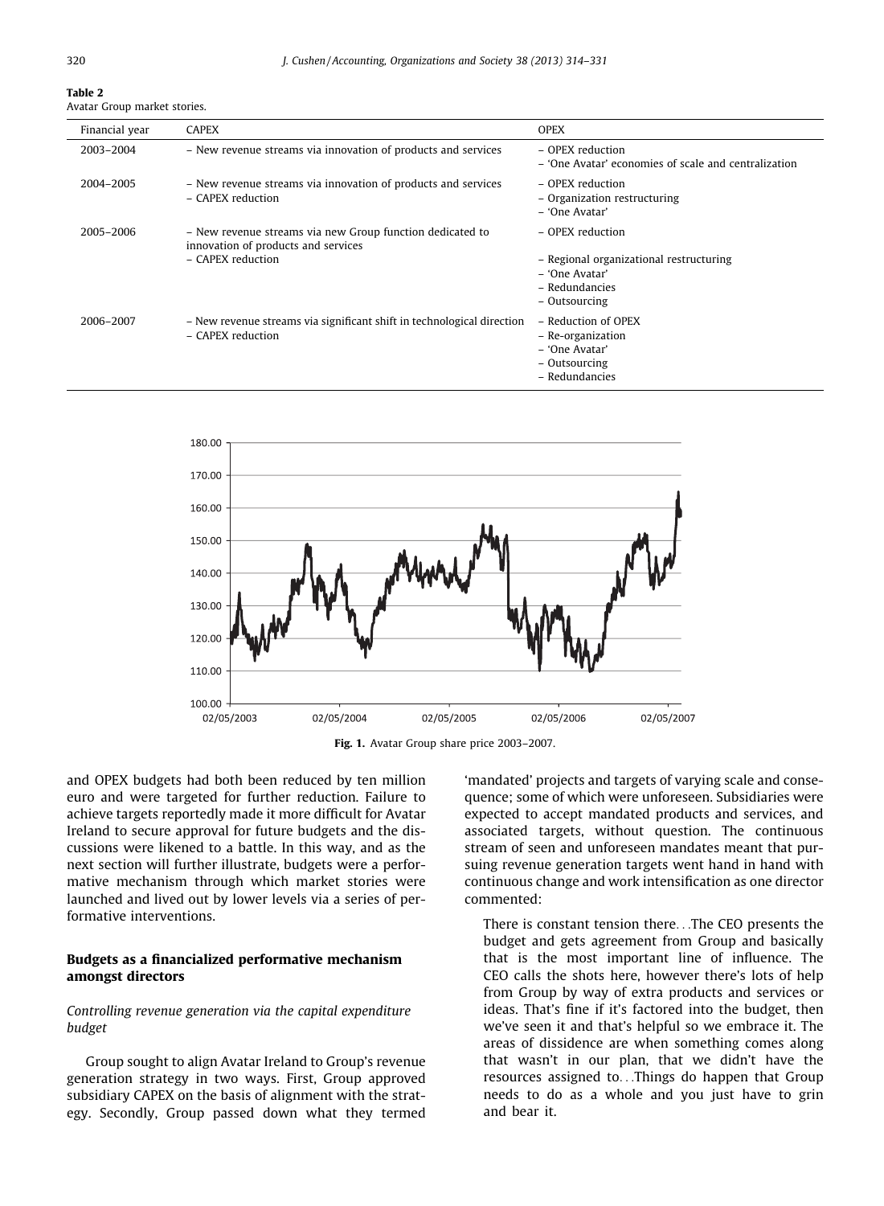**Table 2**
Avatar Group market stories.

| Financial year | CAPEX | OPEX |
|---|---|---|
| 2003–2004 | – New revenue streams via innovation of products and services | – OPEX reduction<br>– 'One Avatar' economies of scale and centralization |
| 2004–2005 | – New revenue streams via innovation of products and services<br>– CAPEX reduction | – OPEX reduction<br>– Organization restructuring<br>– 'One Avatar' |
| 2005–2006 | – New revenue streams via new Group function dedicated to innovation of products and services<br>– CAPEX reduction | – OPEX reduction<br>– Regional organizational restructuring<br>– 'One Avatar'<br>– Redundancies<br>– Outsourcing |
| 2006–2007 | – New revenue streams via significant shift in technological direction<br>– CAPEX reduction | – Reduction of OPEX<br>– Re-organization<br>– 'One Avatar'<br>– Outsourcing<br>– Redundancies |

**Fig. 1.** Avatar Group share price 2003–2007.

and OPEX budgets had both been reduced by ten million euro and were targeted for further reduction. Failure to achieve targets reportedly made it more difficult for Avatar Ireland to secure approval for future budgets and the discussions were likened to a battle. In this way, and as the next section will further illustrate, budgets were a performative mechanism through which market stories were launched and lived out by lower levels via a series of performative interventions.

## Budgets as a financialized performative mechanism amongst directors

### *Controlling revenue generation via the capital expenditure budget*

Group sought to align Avatar Ireland to Group's revenue generation strategy in two ways. First, Group approved subsidiary CAPEX on the basis of alignment with the strategy. Secondly, Group passed down what they termed 'mandated' projects and targets of varying scale and consequence; some of which were unforeseen. Subsidiaries were expected to accept mandated products and services, and associated targets, without question. The continuous stream of seen and unforeseen mandates meant that pursuing revenue generation targets went hand in hand with continuous change and work intensification as one director commented:

> There is constant tension there…The CEO presents the budget and gets agreement from Group and basically that is the most important line of influence. The CEO calls the shots here, however there's lots of help from Group by way of extra products and services or ideas. That's fine if it's factored into the budget, then we've seen it and that's helpful so we embrace it. The areas of dissidence are when something comes along that wasn't in our plan, that we didn't have the resources assigned to…Things do happen that Group needs to do as a whole and you just have to grin and bear it.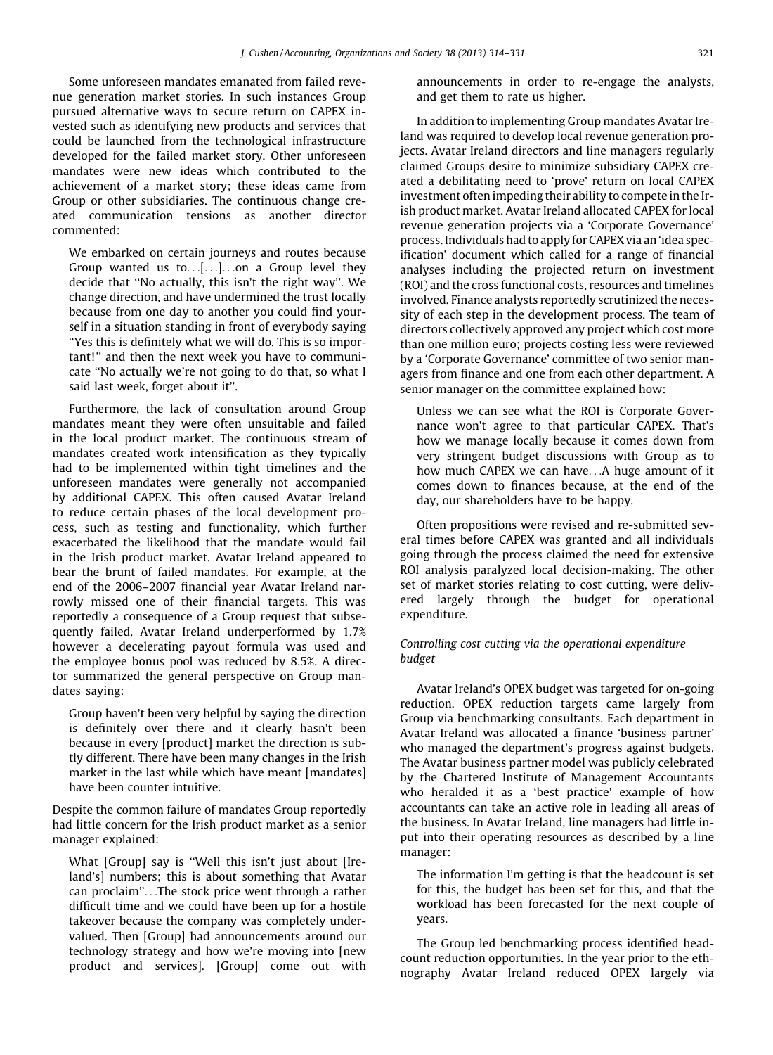Some unforeseen mandates emanated from failed revenue generation market stories. In such instances Group pursued alternative ways to secure return on CAPEX invested such as identifying new products and services that could be launched from the technological infrastructure developed for the failed market story. Other unforeseen mandates were new ideas which contributed to the achievement of a market story; these ideas came from Group or other subsidiaries. The continuous change created communication tensions as another director commented:

> We embarked on certain journeys and routes because Group wanted us to…[…]…on a Group level they decide that "No actually, this isn't the right way". We change direction, and have undermined the trust locally because from one day to another you could find yourself in a situation standing in front of everybody saying "Yes this is definitely what we will do. This is so important!" and then the next week you have to communicate "No actually we're not going to do that, so what I said last week, forget about it".

Furthermore, the lack of consultation around Group mandates meant they were often unsuitable and failed in the local product market. The continuous stream of mandates created work intensification as they typically had to be implemented within tight timelines and the unforeseen mandates were generally not accompanied by additional CAPEX. This often caused Avatar Ireland to reduce certain phases of the local development process, such as testing and functionality, which further exacerbated the likelihood that the mandate would fail in the Irish product market. Avatar Ireland appeared to bear the brunt of failed mandates. For example, at the end of the 2006–2007 financial year Avatar Ireland narrowly missed one of their financial targets. This was reportedly a consequence of a Group request that subsequently failed. Avatar Ireland underperformed by 1.7% however a decelerating payout formula was used and the employee bonus pool was reduced by 8.5%. A director summarized the general perspective on Group mandates saying:

> Group haven't been very helpful by saying the direction is definitely over there and it clearly hasn't been because in every [product] market the direction is subtly different. There have been many changes in the Irish market in the last while which have meant [mandates] have been counter intuitive.

Despite the common failure of mandates Group reportedly had little concern for the Irish product market as a senior manager explained:

> What [Group] say is "Well this isn't just about [Ireland's] numbers; this is about something that Avatar can proclaim"…The stock price went through a rather difficult time and we could have been up for a hostile takeover because the company was completely undervalued. Then [Group] had announcements around our technology strategy and how we're moving into [new product and services]. [Group] come out with announcements in order to re-engage the analysts, and get them to rate us higher.

In addition to implementing Group mandates Avatar Ireland was required to develop local revenue generation projects. Avatar Ireland directors and line managers regularly claimed Groups desire to minimize subsidiary CAPEX created a debilitating need to 'prove' return on local CAPEX investment often impeding their ability to compete in the Irish product market. Avatar Ireland allocated CAPEX for local revenue generation projects via a 'Corporate Governance' process. Individuals had to apply for CAPEX via an 'idea specification' document which called for a range of financial analyses including the projected return on investment (ROI) and the cross functional costs, resources and timelines involved. Finance analysts reportedly scrutinized the necessity of each step in the development process. The team of directors collectively approved any project which cost more than one million euro; projects costing less were reviewed by a 'Corporate Governance' committee of two senior managers from finance and one from each other department. A senior manager on the committee explained how:

> Unless we can see what the ROI is Corporate Governance won't agree to that particular CAPEX. That's how we manage locally because it comes down from very stringent budget discussions with Group as to how much CAPEX we can have…A huge amount of it comes down to finances because, at the end of the day, our shareholders have to be happy.

Often propositions were revised and re-submitted several times before CAPEX was granted and all individuals going through the process claimed the need for extensive ROI analysis paralyzed local decision-making. The other set of market stories relating to cost cutting, were delivered largely through the budget for operational expenditure.

### *Controlling cost cutting via the operational expenditure budget*

Avatar Ireland's OPEX budget was targeted for on-going reduction. OPEX reduction targets came largely from Group via benchmarking consultants. Each department in Avatar Ireland was allocated a finance 'business partner' who managed the department's progress against budgets. The Avatar business partner model was publicly celebrated by the Chartered Institute of Management Accountants who heralded it as a 'best practice' example of how accountants can take an active role in leading all areas of the business. In Avatar Ireland, line managers had little input into their operating resources as described by a line manager:

> The information I'm getting is that the headcount is set for this, the budget has been set for this, and that the workload has been forecasted for the next couple of years.

The Group led benchmarking process identified headcount reduction opportunities. In the year prior to the ethnography Avatar Ireland reduced OPEX largely via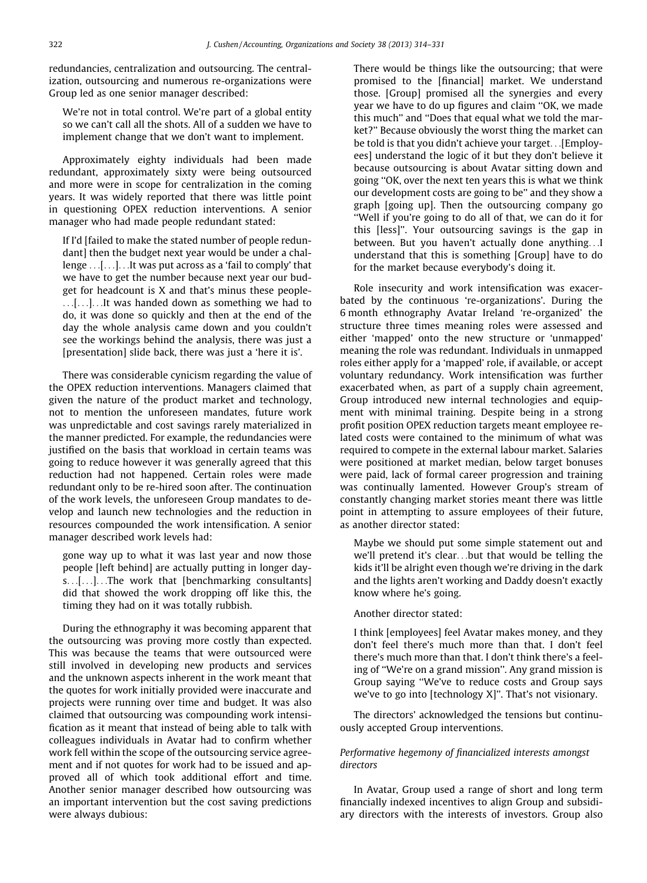redundancies, centralization and outsourcing. The centralization, outsourcing and numerous re-organizations were Group led as one senior manager described:

> We're not in total control. We're part of a global entity so we can't call all the shots. All of a sudden we have to implement change that we don't want to implement.

Approximately eighty individuals had been made redundant, approximately sixty were being outsourced and more were in scope for centralization in the coming years. It was widely reported that there was little point in questioning OPEX reduction interventions. A senior manager who had made people redundant stated:

> If I'd [failed to make the stated number of people redundant] then the budget next year would be under a challenge ...[...]...It was put across as a 'fail to comply' that we have to get the number because next year our budget for headcount is X and that's minus these people-...[...]...It was handed down as something we had to do, it was done so quickly and then at the end of the day the whole analysis came down and you couldn't see the workings behind the analysis, there was just a [presentation] slide back, there was just a 'here it is'.

There was considerable cynicism regarding the value of the OPEX reduction interventions. Managers claimed that given the nature of the product market and technology, not to mention the unforeseen mandates, future work was unpredictable and cost savings rarely materialized in the manner predicted. For example, the redundancies were justified on the basis that workload in certain teams was going to reduce however it was generally agreed that this reduction had not happened. Certain roles were made redundant only to be re-hired soon after. The continuation of the work levels, the unforeseen Group mandates to develop and launch new technologies and the reduction in resources compounded the work intensification. A senior manager described work levels had:

> gone way up to what it was last year and now those people [left behind] are actually putting in longer days...[...]...The work that [benchmarking consultants] did that showed the work dropping off like this, the timing they had on it was totally rubbish.

During the ethnography it was becoming apparent that the outsourcing was proving more costly than expected. This was because the teams that were outsourced were still involved in developing new products and services and the unknown aspects inherent in the work meant that the quotes for work initially provided were inaccurate and projects were running over time and budget. It was also claimed that outsourcing was compounding work intensification as it meant that instead of being able to talk with colleagues individuals in Avatar had to confirm whether work fell within the scope of the outsourcing service agreement and if not quotes for work had to be issued and approved all of which took additional effort and time. Another senior manager described how outsourcing was an important intervention but the cost saving predictions were always dubious:

> There would be things like the outsourcing; that were promised to the [financial] market. We understand those. [Group] promised all the synergies and every year we have to do up figures and claim "OK, we made this much" and "Does that equal what we told the market?" Because obviously the worst thing the market can be told is that you didn't achieve your target...[Employees] understand the logic of it but they don't believe it because outsourcing is about Avatar sitting down and going "OK, over the next ten years this is what we think our development costs are going to be" and they show a graph [going up]. Then the outsourcing company go "Well if you're going to do all of that, we can do it for this [less]". Your outsourcing savings is the gap in between. But you haven't actually done anything...I understand that this is something [Group] have to do for the market because everybody's doing it.

Role insecurity and work intensification was exacerbated by the continuous 're-organizations'. During the 6 month ethnography Avatar Ireland 're-organized' the structure three times meaning roles were assessed and either 'mapped' onto the new structure or 'unmapped' meaning the role was redundant. Individuals in unmapped roles either apply for a 'mapped' role, if available, or accept voluntary redundancy. Work intensification was further exacerbated when, as part of a supply chain agreement, Group introduced new internal technologies and equipment with minimal training. Despite being in a strong profit position OPEX reduction targets meant employee related costs were contained to the minimum of what was required to compete in the external labour market. Salaries were positioned at market median, below target bonuses were paid, lack of formal career progression and training was continually lamented. However Group's stream of constantly changing market stories meant there was little point in attempting to assure employees of their future, as another director stated:

> Maybe we should put some simple statement out and we'll pretend it's clear...but that would be telling the kids it'll be alright even though we're driving in the dark and the lights aren't working and Daddy doesn't exactly know where he's going.

Another director stated:

> I think [employees] feel Avatar makes money, and they don't feel there's much more than that. I don't feel there's much more than that. I don't think there's a feeling of "We're on a grand mission". Any grand mission is Group saying "We've to reduce costs and Group says we've to go into [technology X]". That's not visionary.

The directors' acknowledged the tensions but continuously accepted Group interventions.

### *Performative hegemony of financialized interests amongst directors*

In Avatar, Group used a range of short and long term financially indexed incentives to align Group and subsidiary directors with the interests of investors. Group also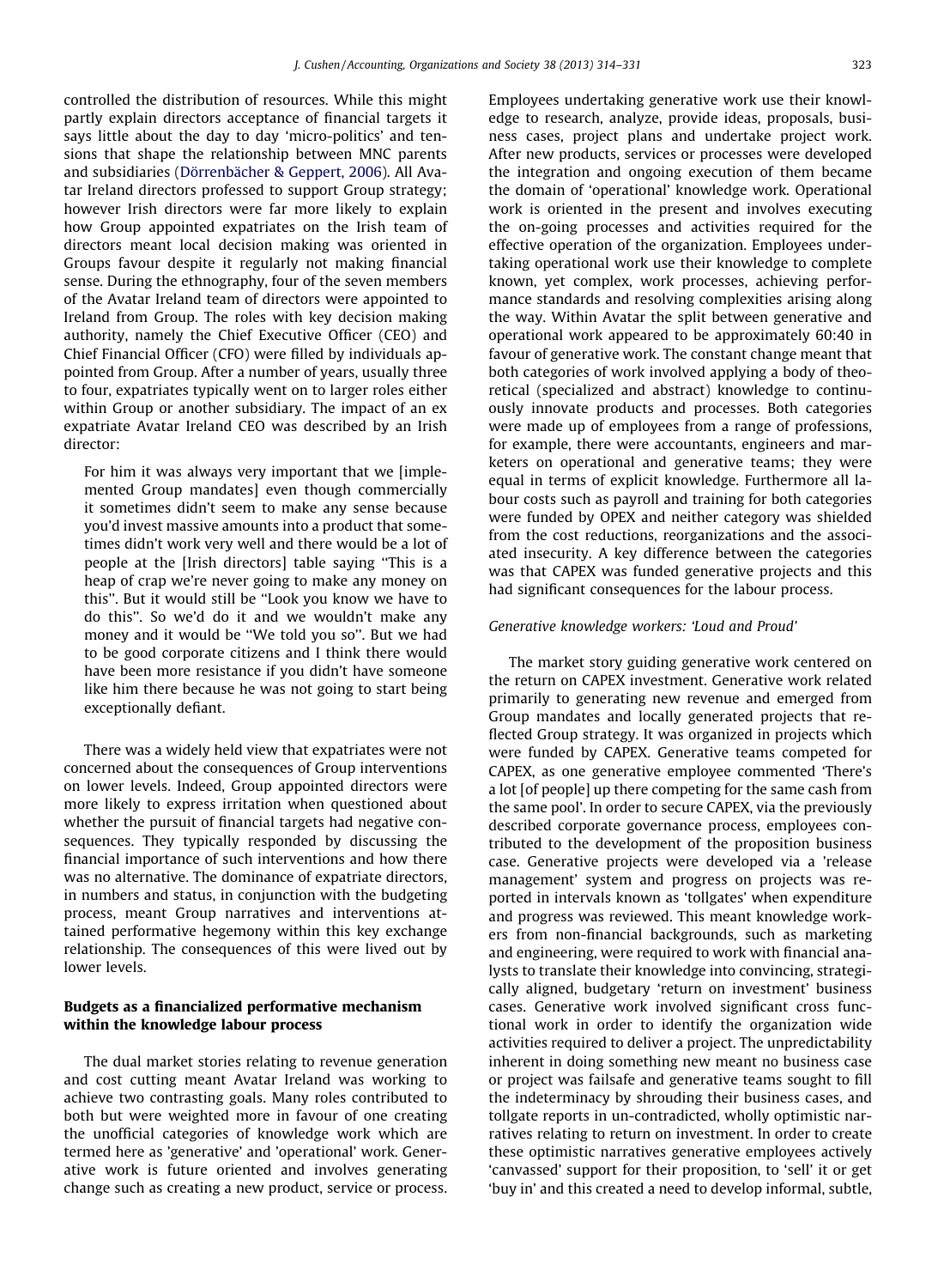controlled the distribution of resources. While this might partly explain directors acceptance of financial targets it says little about the day to day 'micro-politics' and tensions that shape the relationship between MNC parents and subsidiaries (Dörrenbächer & Geppert, 2006). All Avatar Ireland directors professed to support Group strategy; however Irish directors were far more likely to explain how Group appointed expatriates on the Irish team of directors meant local decision making was oriented in Groups favour despite it regularly not making financial sense. During the ethnography, four of the seven members of the Avatar Ireland team of directors were appointed to Ireland from Group. The roles with key decision making authority, namely the Chief Executive Officer (CEO) and Chief Financial Officer (CFO) were filled by individuals appointed from Group. After a number of years, usually three to four, expatriates typically went on to larger roles either within Group or another subsidiary. The impact of an ex expatriate Avatar Ireland CEO was described by an Irish director:

> For him it was always very important that we [implemented Group mandates] even though commercially it sometimes didn't seem to make any sense because you'd invest massive amounts into a product that sometimes didn't work very well and there would be a lot of people at the [Irish directors] table saying ''This is a heap of crap we're never going to make any money on this''. But it would still be ''Look you know we have to do this''. So we'd do it and we wouldn't make any money and it would be ''We told you so''. But we had to be good corporate citizens and I think there would have been more resistance if you didn't have someone like him there because he was not going to start being exceptionally defiant.

There was a widely held view that expatriates were not concerned about the consequences of Group interventions on lower levels. Indeed, Group appointed directors were more likely to express irritation when questioned about whether the pursuit of financial targets had negative consequences. They typically responded by discussing the financial importance of such interventions and how there was no alternative. The dominance of expatriate directors, in numbers and status, in conjunction with the budgeting process, meant Group narratives and interventions attained performative hegemony within this key exchange relationship. The consequences of this were lived out by lower levels.

## Budgets as a financialized performative mechanism within the knowledge labour process

The dual market stories relating to revenue generation and cost cutting meant Avatar Ireland was working to achieve two contrasting goals. Many roles contributed to both but were weighted more in favour of one creating the unofficial categories of knowledge work which are termed here as 'generative' and 'operational' work. Generative work is future oriented and involves generating change such as creating a new product, service or process. Employees undertaking generative work use their knowledge to research, analyze, provide ideas, proposals, business cases, project plans and undertake project work. After new products, services or processes were developed the integration and ongoing execution of them became the domain of 'operational' knowledge work. Operational work is oriented in the present and involves executing the on-going processes and activities required for the effective operation of the organization. Employees undertaking operational work use their knowledge to complete known, yet complex, work processes, achieving performance standards and resolving complexities arising along the way. Within Avatar the split between generative and operational work appeared to be approximately 60:40 in favour of generative work. The constant change meant that both categories of work involved applying a body of theoretical (specialized and abstract) knowledge to continuously innovate products and processes. Both categories were made up of employees from a range of professions, for example, there were accountants, engineers and marketers on operational and generative teams; they were equal in terms of explicit knowledge. Furthermore all labour costs such as payroll and training for both categories were funded by OPEX and neither category was shielded from the cost reductions, reorganizations and the associated insecurity. A key difference between the categories was that CAPEX was funded generative projects and this had significant consequences for the labour process.

### *Generative knowledge workers: 'Loud and Proud'*

The market story guiding generative work centered on the return on CAPEX investment. Generative work related primarily to generating new revenue and emerged from Group mandates and locally generated projects that reflected Group strategy. It was organized in projects which were funded by CAPEX. Generative teams competed for CAPEX, as one generative employee commented 'There's a lot [of people] up there competing for the same cash from the same pool'. In order to secure CAPEX, via the previously described corporate governance process, employees contributed to the development of the proposition business case. Generative projects were developed via a 'release management' system and progress on projects was reported in intervals known as 'tollgates' when expenditure and progress was reviewed. This meant knowledge workers from non-financial backgrounds, such as marketing and engineering, were required to work with financial analysts to translate their knowledge into convincing, strategically aligned, budgetary 'return on investment' business cases. Generative work involved significant cross functional work in order to identify the organization wide activities required to deliver a project. The unpredictability inherent in doing something new meant no business case or project was failsafe and generative teams sought to fill the indeterminacy by shrouding their business cases, and tollgate reports in un-contradicted, wholly optimistic narratives relating to return on investment. In order to create these optimistic narratives generative employees actively 'canvassed' support for their proposition, to 'sell' it or get 'buy in' and this created a need to develop informal, subtle,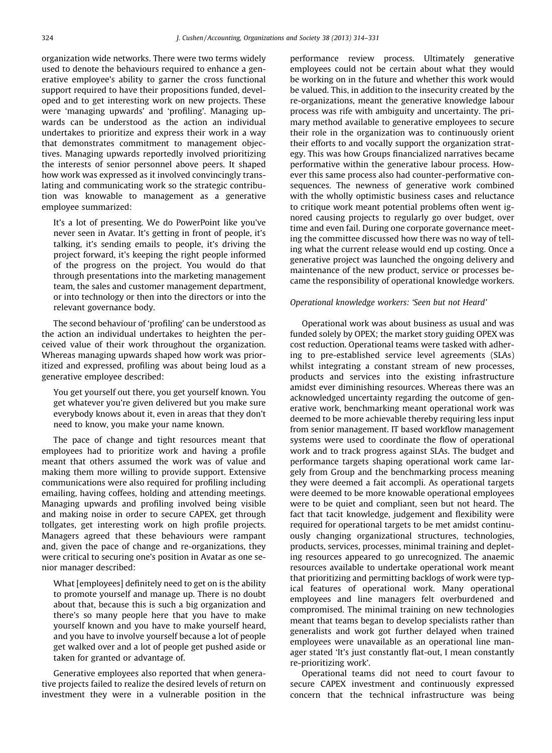organization wide networks. There were two terms widely used to denote the behaviours required to enhance a generative employee's ability to garner the cross functional support required to have their propositions funded, developed and to get interesting work on new projects. These were 'managing upwards' and 'profiling'. Managing upwards can be understood as the action an individual undertakes to prioritize and express their work in a way that demonstrates commitment to management objectives. Managing upwards reportedly involved prioritizing the interests of senior personnel above peers. It shaped how work was expressed as it involved convincingly translating and communicating work so the strategic contribution was knowable to management as a generative employee summarized:

> It's a lot of presenting. We do PowerPoint like you've never seen in Avatar. It's getting in front of people, it's talking, it's sending emails to people, it's driving the project forward, it's keeping the right people informed of the progress on the project. You would do that through presentations into the marketing management team, the sales and customer management department, or into technology or then into the directors or into the relevant governance body.

The second behaviour of 'profiling' can be understood as the action an individual undertakes to heighten the perceived value of their work throughout the organization. Whereas managing upwards shaped how work was prioritized and expressed, profiling was about being loud as a generative employee described:

> You get yourself out there, you get yourself known. You get whatever you're given delivered but you make sure everybody knows about it, even in areas that they don't need to know, you make your name known.

The pace of change and tight resources meant that employees had to prioritize work and having a profile meant that others assumed the work was of value and making them more willing to provide support. Extensive communications were also required for profiling including emailing, having coffees, holding and attending meetings. Managing upwards and profiling involved being visible and making noise in order to secure CAPEX, get through tollgates, get interesting work on high profile projects. Managers agreed that these behaviours were rampant and, given the pace of change and re-organizations, they were critical to securing one's position in Avatar as one senior manager described:

> What [employees] definitely need to get on is the ability to promote yourself and manage up. There is no doubt about that, because this is such a big organization and there's so many people here that you have to make yourself known and you have to make yourself heard, and you have to involve yourself because a lot of people get walked over and a lot of people get pushed aside or taken for granted or advantage of.

Generative employees also reported that when generative projects failed to realize the desired levels of return on investment they were in a vulnerable position in the performance review process. Ultimately generative employees could not be certain about what they would be working on in the future and whether this work would be valued. This, in addition to the insecurity created by the re-organizations, meant the generative knowledge labour process was rife with ambiguity and uncertainty. The primary method available to generative employees to secure their role in the organization was to continuously orient their efforts to and vocally support the organization strategy. This was how Groups financialized narratives became performative within the generative labour process. However this same process also had counter-performative consequences. The newness of generative work combined with the wholly optimistic business cases and reluctance to critique work meant potential problems often went ignored causing projects to regularly go over budget, over time and even fail. During one corporate governance meeting the committee discussed how there was no way of telling what the current release would end up costing. Once a generative project was launched the ongoing delivery and maintenance of the new product, service or processes became the responsibility of operational knowledge workers.

### *Operational knowledge workers: 'Seen but not Heard'*

Operational work was about business as usual and was funded solely by OPEX; the market story guiding OPEX was cost reduction. Operational teams were tasked with adhering to pre-established service level agreements (SLAs) whilst integrating a constant stream of new processes, products and services into the existing infrastructure amidst ever diminishing resources. Whereas there was an acknowledged uncertainty regarding the outcome of generative work, benchmarking meant operational work was deemed to be more achievable thereby requiring less input from senior management. IT based workflow management systems were used to coordinate the flow of operational work and to track progress against SLAs. The budget and performance targets shaping operational work came largely from Group and the benchmarking process meaning they were deemed a fait accompli. As operational targets were deemed to be more knowable operational employees were to be quiet and compliant, seen but not heard. The fact that tacit knowledge, judgement and flexibility were required for operational targets to be met amidst continuously changing organizational structures, technologies, products, services, processes, minimal training and depleting resources appeared to go unrecognized. The anaemic resources available to undertake operational work meant that prioritizing and permitting backlogs of work were typical features of operational work. Many operational employees and line managers felt overburdened and compromised. The minimal training on new technologies meant that teams began to develop specialists rather than generalists and work got further delayed when trained employees were unavailable as an operational line manager stated 'It's just constantly flat-out, I mean constantly re-prioritizing work'.

Operational teams did not need to court favour to secure CAPEX investment and continuously expressed concern that the technical infrastructure was being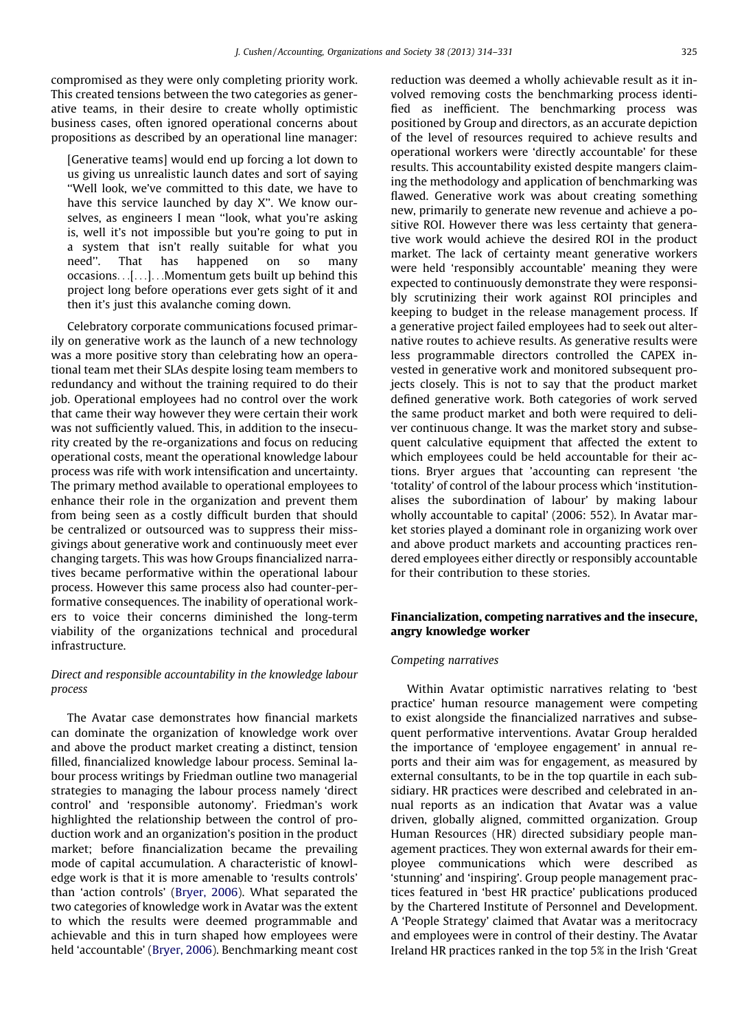compromised as they were only completing priority work. This created tensions between the two categories as generative teams, in their desire to create wholly optimistic business cases, often ignored operational concerns about propositions as described by an operational line manager:

> [Generative teams] would end up forcing a lot down to us giving us unrealistic launch dates and sort of saying "Well look, we've committed to this date, we have to have this service launched by day X". We know ourselves, as engineers I mean "look, what you're asking is, well it's not impossible but you're going to put in a system that isn't really suitable for what you need". That has happened on so many occasions…[…]…Momentum gets built up behind this project long before operations ever gets sight of it and then it's just this avalanche coming down.

Celebratory corporate communications focused primarily on generative work as the launch of a new technology was a more positive story than celebrating how an operational team met their SLAs despite losing team members to redundancy and without the training required to do their job. Operational employees had no control over the work that came their way however they were certain their work was not sufficiently valued. This, in addition to the insecurity created by the re-organizations and focus on reducing operational costs, meant the operational knowledge labour process was rife with work intensification and uncertainty. The primary method available to operational employees to enhance their role in the organization and prevent them from being seen as a costly difficult burden that should be centralized or outsourced was to suppress their misgivings about generative work and continuously meet ever changing targets. This was how Groups financialized narratives became performative within the operational labour process. However this same process also had counter-performative consequences. The inability of operational workers to voice their concerns diminished the long-term viability of the organizations technical and procedural infrastructure.

### *Direct and responsible accountability in the knowledge labour process*

The Avatar case demonstrates how financial markets can dominate the organization of knowledge work over and above the product market creating a distinct, tension filled, financialized knowledge labour process. Seminal labour process writings by Friedman outline two managerial strategies to managing the labour process namely 'direct control' and 'responsible autonomy'. Friedman's work highlighted the relationship between the control of production work and an organization's position in the product market; before financialization became the prevailing mode of capital accumulation. A characteristic of knowledge work is that it is more amenable to 'results controls' than 'action controls' (Bryer, 2006). What separated the two categories of knowledge work in Avatar was the extent to which the results were deemed programmable and achievable and this in turn shaped how employees were held 'accountable' (Bryer, 2006). Benchmarking meant cost reduction was deemed a wholly achievable result as it involved removing costs the benchmarking process identified as inefficient. The benchmarking process was positioned by Group and directors, as an accurate depiction of the level of resources required to achieve results and operational workers were 'directly accountable' for these results. This accountability existed despite mangers claiming the methodology and application of benchmarking was flawed. Generative work was about creating something new, primarily to generate new revenue and achieve a positive ROI. However there was less certainty that generative work would achieve the desired ROI in the product market. The lack of certainty meant generative workers were held 'responsibly accountable' meaning they were expected to continuously demonstrate they were responsibly scrutinizing their work against ROI principles and keeping to budget in the release management process. If a generative project failed employees had to seek out alternative routes to achieve results. As generative results were less programmable directors controlled the CAPEX invested in generative work and monitored subsequent projects closely. This is not to say that the product market defined generative work. Both categories of work served the same product market and both were required to deliver continuous change. It was the market story and subsequent calculative equipment that affected the extent to which employees could be held accountable for their actions. Bryer argues that 'accounting can represent 'the 'totality' of control of the labour process which 'institutionalises the subordination of labour' by making labour wholly accountable to capital' (2006: 552). In Avatar market stories played a dominant role in organizing work over and above product markets and accounting practices rendered employees either directly or responsibly accountable for their contribution to these stories.

## Financialization, competing narratives and the insecure, angry knowledge worker

### *Competing narratives*

Within Avatar optimistic narratives relating to 'best practice' human resource management were competing to exist alongside the financialized narratives and subsequent performative interventions. Avatar Group heralded the importance of 'employee engagement' in annual reports and their aim was for engagement, as measured by external consultants, to be in the top quartile in each subsidiary. HR practices were described and celebrated in annual reports as an indication that Avatar was a value driven, globally aligned, committed organization. Group Human Resources (HR) directed subsidiary people management practices. They won external awards for their employee communications which were described as 'stunning' and 'inspiring'. Group people management practices featured in 'best HR practice' publications produced by the Chartered Institute of Personnel and Development. A 'People Strategy' claimed that Avatar was a meritocracy and employees were in control of their destiny. The Avatar Ireland HR practices ranked in the top 5% in the Irish 'Great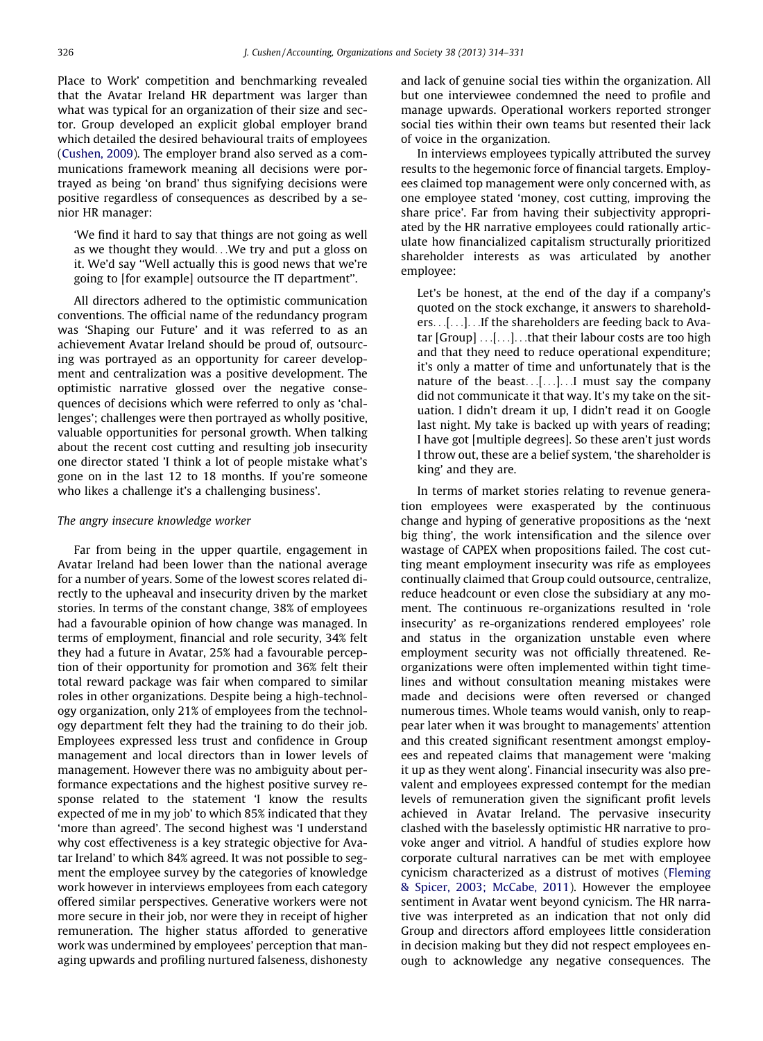Place to Work' competition and benchmarking revealed that the Avatar Ireland HR department was larger than what was typical for an organization of their size and sector. Group developed an explicit global employer brand which detailed the desired behavioural traits of employees (Cushen, 2009). The employer brand also served as a communications framework meaning all decisions were portrayed as being 'on brand' thus signifying decisions were positive regardless of consequences as described by a senior HR manager:

> 'We find it hard to say that things are not going as well as we thought they would…We try and put a gloss on it. We'd say "Well actually this is good news that we're going to [for example] outsource the IT department".

All directors adhered to the optimistic communication conventions. The official name of the redundancy program was 'Shaping our Future' and it was referred to as an achievement Avatar Ireland should be proud of, outsourcing was portrayed as an opportunity for career development and centralization was a positive development. The optimistic narrative glossed over the negative consequences of decisions which were referred to only as 'challenges'; challenges were then portrayed as wholly positive, valuable opportunities for personal growth. When talking about the recent cost cutting and resulting job insecurity one director stated 'I think a lot of people mistake what's gone on in the last 12 to 18 months. If you're someone who likes a challenge it's a challenging business'.

### *The angry insecure knowledge worker*

Far from being in the upper quartile, engagement in Avatar Ireland had been lower than the national average for a number of years. Some of the lowest scores related directly to the upheaval and insecurity driven by the market stories. In terms of the constant change, 38% of employees had a favourable opinion of how change was managed. In terms of employment, financial and role security, 34% felt they had a future in Avatar, 25% had a favourable perception of their opportunity for promotion and 36% felt their total reward package was fair when compared to similar roles in other organizations. Despite being a high-technology organization, only 21% of employees from the technology department felt they had the training to do their job. Employees expressed less trust and confidence in Group management and local directors than in lower levels of management. However there was no ambiguity about performance expectations and the highest positive survey response related to the statement 'I know the results expected of me in my job' to which 85% indicated that they 'more than agreed'. The second highest was 'I understand why cost effectiveness is a key strategic objective for Avatar Ireland' to which 84% agreed. It was not possible to segment the employee survey by the categories of knowledge work however in interviews employees from each category offered similar perspectives. Generative workers were not more secure in their job, nor were they in receipt of higher remuneration. The higher status afforded to generative work was undermined by employees' perception that managing upwards and profiling nurtured falseness, dishonesty and lack of genuine social ties within the organization. All but one interviewee condemned the need to profile and manage upwards. Operational workers reported stronger social ties within their own teams but resented their lack of voice in the organization.

In interviews employees typically attributed the survey results to the hegemonic force of financial targets. Employees claimed top management were only concerned with, as one employee stated 'money, cost cutting, improving the share price'. Far from having their subjectivity appropriated by the HR narrative employees could rationally articulate how financialized capitalism structurally prioritized shareholder interests as was articulated by another employee:

> Let's be honest, at the end of the day if a company's quoted on the stock exchange, it answers to shareholders…[…]…If the shareholders are feeding back to Avatar [Group] …[…]…that their labour costs are too high and that they need to reduce operational expenditure; it's only a matter of time and unfortunately that is the nature of the beast…[…]…I must say the company did not communicate it that way. It's my take on the situation. I didn't dream it up, I didn't read it on Google last night. My take is backed up with years of reading; I have got [multiple degrees]. So these aren't just words I throw out, these are a belief system, 'the shareholder is king' and they are.

In terms of market stories relating to revenue generation employees were exasperated by the continuous change and hyping of generative propositions as the 'next big thing', the work intensification and the silence over wastage of CAPEX when propositions failed. The cost cutting meant employment insecurity was rife as employees continually claimed that Group could outsource, centralize, reduce headcount or even close the subsidiary at any moment. The continuous re-organizations resulted in 'role insecurity' as re-organizations rendered employees' role and status in the organization unstable even where employment security was not officially threatened. Re-organizations were often implemented within tight timelines and without consultation meaning mistakes were made and decisions were often reversed or changed numerous times. Whole teams would vanish, only to reappear later when it was brought to managements' attention and this created significant resentment amongst employees and repeated claims that management were 'making it up as they went along'. Financial insecurity was also prevalent and employees expressed contempt for the median levels of remuneration given the significant profit levels achieved in Avatar Ireland. The pervasive insecurity clashed with the baselessly optimistic HR narrative to provoke anger and vitriol. A handful of studies explore how corporate cultural narratives can be met with employee cynicism characterized as a distrust of motives (Fleming & Spicer, 2003; McCabe, 2011). However the employee sentiment in Avatar went beyond cynicism. The HR narrative was interpreted as an indication that not only did Group and directors afford employees little consideration in decision making but they did not respect employees enough to acknowledge any negative consequences. The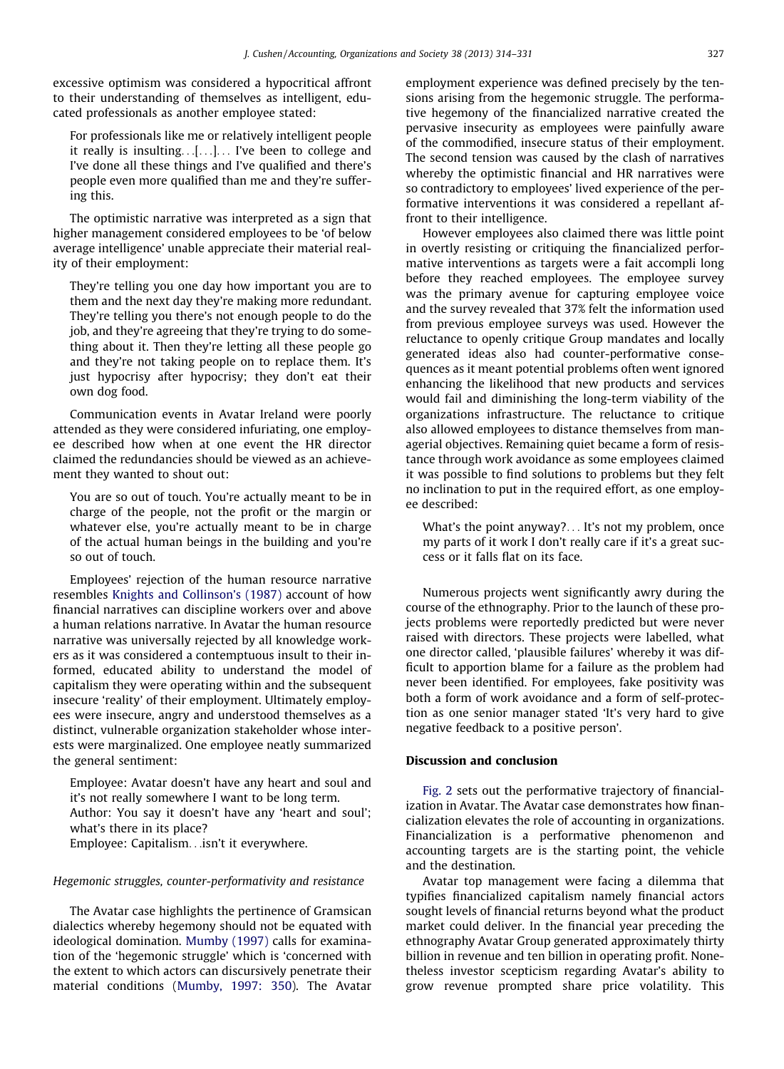excessive optimism was considered a hypocritical affront to their understanding of themselves as intelligent, educated professionals as another employee stated:

> For professionals like me or relatively intelligent people it really is insulting...[...]... I've been to college and I've done all these things and I've qualified and there's people even more qualified than me and they're suffering this.

The optimistic narrative was interpreted as a sign that higher management considered employees to be 'of below average intelligence' unable appreciate their material reality of their employment:

> They're telling you one day how important you are to them and the next day they're making more redundant. They're telling you there's not enough people to do the job, and they're agreeing that they're trying to do something about it. Then they're letting all these people go and they're not taking people on to replace them. It's just hypocrisy after hypocrisy; they don't eat their own dog food.

Communication events in Avatar Ireland were poorly attended as they were considered infuriating, one employee described how when at one event the HR director claimed the redundancies should be viewed as an achievement they wanted to shout out:

> You are so out of touch. You're actually meant to be in charge of the people, not the profit or the margin or whatever else, you're actually meant to be in charge of the actual human beings in the building and you're so out of touch.

Employees' rejection of the human resource narrative resembles Knights and Collinson's (1987) account of how financial narratives can discipline workers over and above a human relations narrative. In Avatar the human resource narrative was universally rejected by all knowledge workers as it was considered a contemptuous insult to their informed, educated ability to understand the model of capitalism they were operating within and the subsequent insecure 'reality' of their employment. Ultimately employees were insecure, angry and understood themselves as a distinct, vulnerable organization stakeholder whose interests were marginalized. One employee neatly summarized the general sentiment:

> Employee: Avatar doesn't have any heart and soul and it's not really somewhere I want to be long term.
> Author: You say it doesn't have any 'heart and soul'; what's there in its place?
> Employee: Capitalism...isn't it everywhere.

### *Hegemonic struggles, counter-performativity and resistance*

The Avatar case highlights the pertinence of Gramscian dialectics whereby hegemony should not be equated with ideological domination. Mumby (1997) calls for examination of the 'hegemonic struggle' which is 'concerned with the extent to which actors can discursively penetrate their material conditions (Mumby, 1997: 350). The Avatar employment experience was defined precisely by the tensions arising from the hegemonic struggle. The performative hegemony of the financialized narrative created the pervasive insecurity as employees were painfully aware of the commodified, insecure status of their employment. The second tension was caused by the clash of narratives whereby the optimistic financial and HR narratives were so contradictory to employees' lived experience of the performative interventions it was considered a repellant affront to their intelligence.

However employees also claimed there was little point in overtly resisting or critiquing the financialized performative interventions as targets were a fait accompli long before they reached employees. The employee survey was the primary avenue for capturing employee voice and the survey revealed that 37% felt the information used from previous employee surveys was used. However the reluctance to openly critique Group mandates and locally generated ideas also had counter-performative consequences as it meant potential problems often went ignored enhancing the likelihood that new products and services would fail and diminishing the long-term viability of the organizations infrastructure. The reluctance to critique also allowed employees to distance themselves from managerial objectives. Remaining quiet became a form of resistance through work avoidance as some employees claimed it was possible to find solutions to problems but they felt no inclination to put in the required effort, as one employee described:

> What's the point anyway?... It's not my problem, once my parts of it work I don't really care if it's a great success or it falls flat on its face.

Numerous projects went significantly awry during the course of the ethnography. Prior to the launch of these projects problems were reportedly predicted but were never raised with directors. These projects were labelled, what one director called, 'plausible failures' whereby it was difficult to apportion blame for a failure as the problem had never been identified. For employees, fake positivity was both a form of work avoidance and a form of self-protection as one senior manager stated 'It's very hard to give negative feedback to a positive person'.

## Discussion and conclusion

Fig. 2 sets out the performative trajectory of financialization in Avatar. The Avatar case demonstrates how financialization elevates the role of accounting in organizations. Financialization is a performative phenomenon and accounting targets are is the starting point, the vehicle and the destination.

Avatar top management were facing a dilemma that typifies financialized capitalism namely financial actors sought levels of financial returns beyond what the product market could deliver. In the financial year preceding the ethnography Avatar Group generated approximately thirty billion in revenue and ten billion in operating profit. Nonetheless investor scepticism regarding Avatar's ability to grow revenue prompted share price volatility. This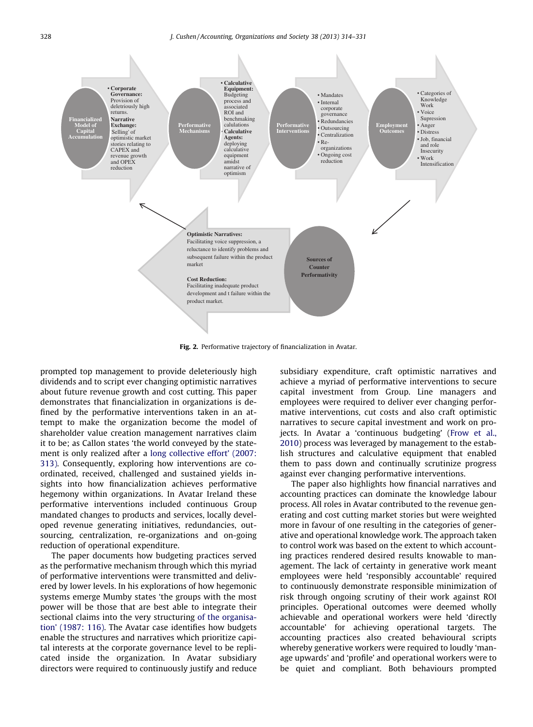**Fig. 2.** Performative trajectory of financialization in Avatar.

prompted top management to provide deleteriously high dividends and to script ever changing optimistic narratives about future revenue growth and cost cutting. This paper demonstrates that financialization in organizations is defined by the performative interventions taken in an attempt to make the organization become the model of shareholder value creation management narratives claim it to be; as Callon states 'the world conveyed by the statement is only realized after a long collective effort' (2007: 313). Consequently, exploring how interventions are coordinated, received, challenged and sustained yields insights into how financialization achieves performative hegemony within organizations. In Avatar Ireland these performative interventions included continuous Group mandated changes to products and services, locally developed revenue generating initiatives, redundancies, outsourcing, centralization, re-organizations and on-going reduction of operational expenditure.

The paper documents how budgeting practices served as the performative mechanism through which this myriad of performative interventions were transmitted and delivered by lower levels. In his explorations of how hegemonic systems emerge Mumby states 'the groups with the most power will be those that are best able to integrate their sectional claims into the very structuring of the organisation' (1987: 116). The Avatar case identifies how budgets enable the structures and narratives which prioritize capital interests at the corporate governance level to be replicated inside the organization. In Avatar subsidiary directors were required to continuously justify and reduce subsidiary expenditure, craft optimistic narratives and achieve a myriad of performative interventions to secure capital investment from Group. Line managers and employees were required to deliver ever changing performative interventions, cut costs and also craft optimistic narratives to secure capital investment and work on projects. In Avatar a 'continuous budgeting' (Frow et al., 2010) process was leveraged by management to the establish structures and calculative equipment that enabled them to pass down and continually scrutinize progress against ever changing performative interventions.

The paper also highlights how financial narratives and accounting practices can dominate the knowledge labour process. All roles in Avatar contributed to the revenue generating and cost cutting market stories but were weighted more in favour of one resulting in the categories of generative and operational knowledge work. The approach taken to control work was based on the extent to which accounting practices rendered desired results knowable to management. The lack of certainty in generative work meant employees were held 'responsibly accountable' required to continuously demonstrate responsible minimization of risk through ongoing scrutiny of their work against ROI principles. Operational outcomes were deemed wholly achievable and operational workers were held 'directly accountable' for achieving operational targets. The accounting practices also created behavioural scripts whereby generative workers were required to loudly 'manage upwards' and 'profile' and operational workers were to be quiet and compliant. Both behaviours prompted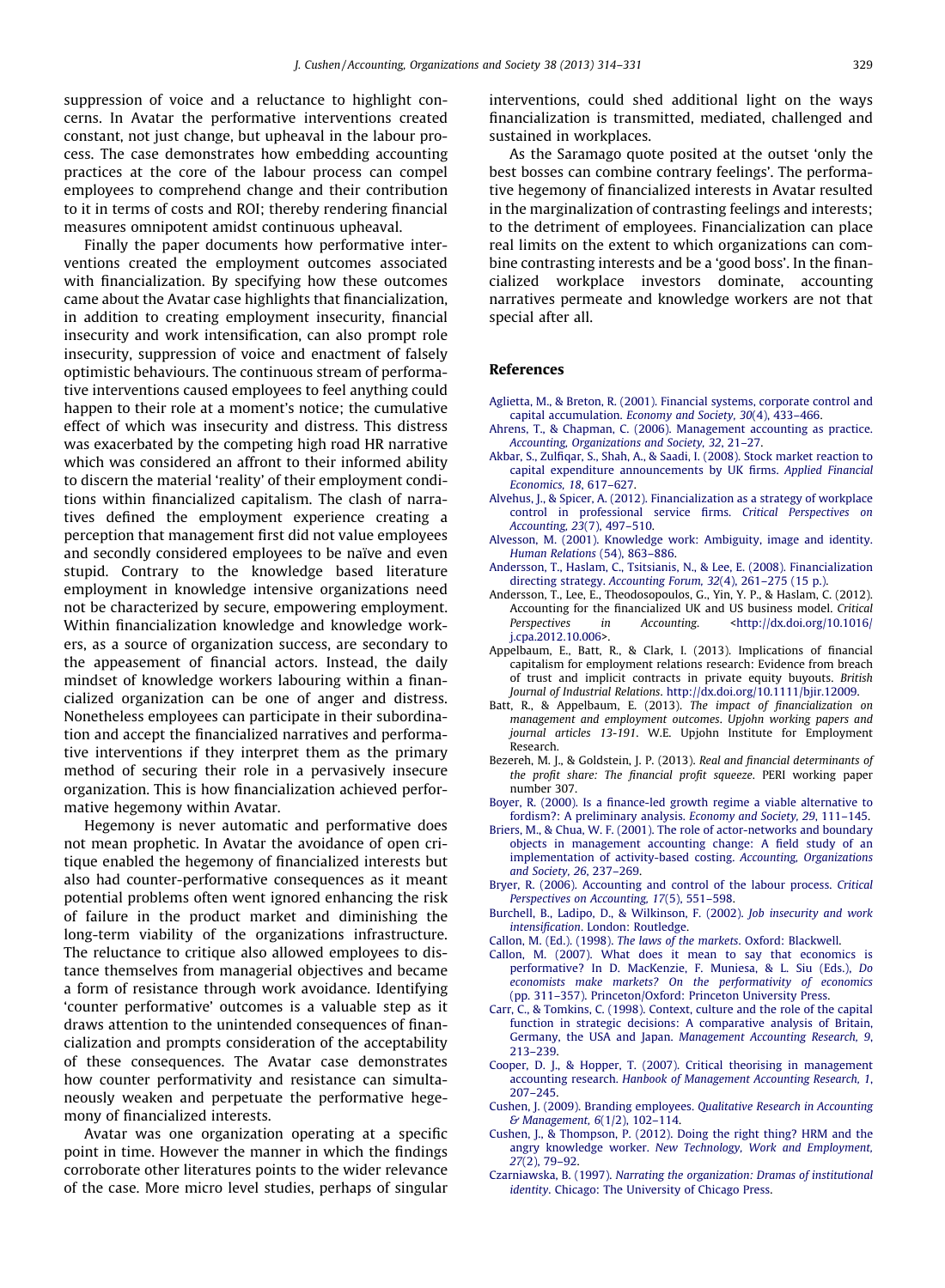suppression of voice and a reluctance to highlight concerns. In Avatar the performative interventions created constant, not just change, but upheaval in the labour process. The case demonstrates how embedding accounting practices at the core of the labour process can compel employees to comprehend change and their contribution to it in terms of costs and ROI; thereby rendering financial measures omnipotent amidst continuous upheaval.

Finally the paper documents how performative interventions created the employment outcomes associated with financialization. By specifying how these outcomes came about the Avatar case highlights that financialization, in addition to creating employment insecurity, financial insecurity and work intensification, can also prompt role insecurity, suppression of voice and enactment of falsely optimistic behaviours. The continuous stream of performative interventions caused employees to feel anything could happen to their role at a moment's notice; the cumulative effect of which was insecurity and distress. This distress was exacerbated by the competing high road HR narrative which was considered an affront to their informed ability to discern the material 'reality' of their employment conditions within financialized capitalism. The clash of narratives defined the employment experience creating a perception that management first did not value employees and secondly considered employees to be naïve and even stupid. Contrary to the knowledge based literature employment in knowledge intensive organizations need not be characterized by secure, empowering employment. Within financialization knowledge and knowledge workers, as a source of organization success, are secondary to the appeasement of financial actors. Instead, the daily mindset of knowledge workers labouring within a financialized organization can be one of anger and distress. Nonetheless employees can participate in their subordination and accept the financialized narratives and performative interventions if they interpret them as the primary method of securing their role in a pervasively insecure organization. This is how financialization achieved performative hegemony within Avatar.

Hegemony is never automatic and performative does not mean prophetic. In Avatar the avoidance of open critique enabled the hegemony of financialized interests but also had counter-performative consequences as it meant potential problems often went ignored enhancing the risk of failure in the product market and diminishing the long-term viability of the organizations infrastructure. The reluctance to critique also allowed employees to distance themselves from managerial objectives and became a form of resistance through work avoidance. Identifying 'counter performative' outcomes is a valuable step as it draws attention to the unintended consequences of financialization and prompts consideration of the acceptability of these consequences. The Avatar case demonstrates how counter performativity and resistance can simultaneously weaken and perpetuate the performative hegemony of financialized interests.

Avatar was one organization operating at a specific point in time. However the manner in which the findings corroborate other literatures points to the wider relevance of the case. More micro level studies, perhaps of singular interventions, could shed additional light on the ways financialization is transmitted, mediated, challenged and sustained in workplaces.

As the Saramago quote posited at the outset 'only the best bosses can combine contrary feelings'. The performative hegemony of financialized interests in Avatar resulted in the marginalization of contrasting feelings and interests; to the detriment of employees. Financialization can place real limits on the extent to which organizations can combine contrasting interests and be a 'good boss'. In the financialized workplace investors dominate, accounting narratives permeate and knowledge workers are not that special after all.

## References

Aglietta, M., & Breton, R. (2001). Financial systems, corporate control and capital accumulation. *Economy and Society, 30*(4), 433–466.

Ahrens, T., & Chapman, C. (2006). Management accounting as practice. *Accounting, Organizations and Society, 32*, 21–27.

Akbar, S., Zulfiqar, S., Shah, A., & Saadi, I. (2008). Stock market reaction to capital expenditure announcements by UK firms. *Applied Financial Economics, 18*, 617–627.

Alvehus, J., & Spicer, A. (2012). Financialization as a strategy of workplace control in professional service firms. *Critical Perspectives on Accounting, 23*(7), 497–510.

Alvesson, M. (2001). Knowledge work: Ambiguity, image and identity. *Human Relations* (54), 863–886.

Andersson, T., Haslam, C., Tsitsianis, N., & Lee, E. (2008). Financialization directing strategy. *Accounting Forum, 32*(4), 261–275 (15 p.).

Andersson, T., Lee, E., Theodosopoulos, G., Yin, Y. P., & Haslam, C. (2012). Accounting for the financialized UK and US business model. *Critical Perspectives in Accounting*. <http://dx.doi.org/10.1016/j.cpa.2012.10.006>.

Appelbaum, E., Batt, R., & Clark, I. (2013). Implications of financial capitalism for employment relations research: Evidence from breach of trust and implicit contracts in private equity buyouts. *British Journal of Industrial Relations*. http://dx.doi.org/10.1111/bjir.12009.

Batt, R., & Appelbaum, E. (2013). *The impact of financialization on management and employment outcomes. Upjohn working papers and journal articles 13-191*. W.E. Upjohn Institute for Employment Research.

Bezereh, M. J., & Goldstein, J. P. (2013). *Real and financial determinants of the profit share: The financial profit squeeze*. PERI working paper number 307.

Boyer, R. (2000). Is a finance-led growth regime a viable alternative to fordism?: A preliminary analysis. *Economy and Society, 29*, 111–145.

Briers, M., & Chua, W. F. (2001). The role of actor-networks and boundary objects in management accounting change: A field study of an implementation of activity-based costing. *Accounting, Organizations and Society, 26*, 237–269.

Bryer, R. (2006). Accounting and control of the labour process. *Critical Perspectives on Accounting, 17*(5), 551–598.

Burchell, B., Ladipo, D., & Wilkinson, F. (2002). *Job insecurity and work intensification*. London: Routledge.

Callon, M. (Ed.). (1998). *The laws of the markets*. Oxford: Blackwell.

Callon, M. (2007). What does it mean to say that economics is performative? In D. MacKenzie, F. Muniesa, & L. Siu (Eds.), *Do economists make markets? On the performativity of economics* (pp. 311–357). Princeton/Oxford: Princeton University Press.

Carr, C., & Tomkins, C. (1998). Context, culture and the role of the capital function in strategic decisions: A comparative analysis of Britain, Germany, the USA and Japan. *Management Accounting Research, 9*, 213–239.

Cooper, D. J., & Hopper, T. (2007). Critical theorising in management accounting research. *Hanbook of Management Accounting Research, 1*, 207–245.

Cushen, J. (2009). Branding employees. *Qualitative Research in Accounting & Management, 6*(1/2), 102–114.

Cushen, J., & Thompson, P. (2012). Doing the right thing? HRM and the angry knowledge worker. *New Technology, Work and Employment, 27*(2), 79–92.

Czarniawska, B. (1997). *Narrating the organization: Dramas of institutional identity*. Chicago: The University of Chicago Press.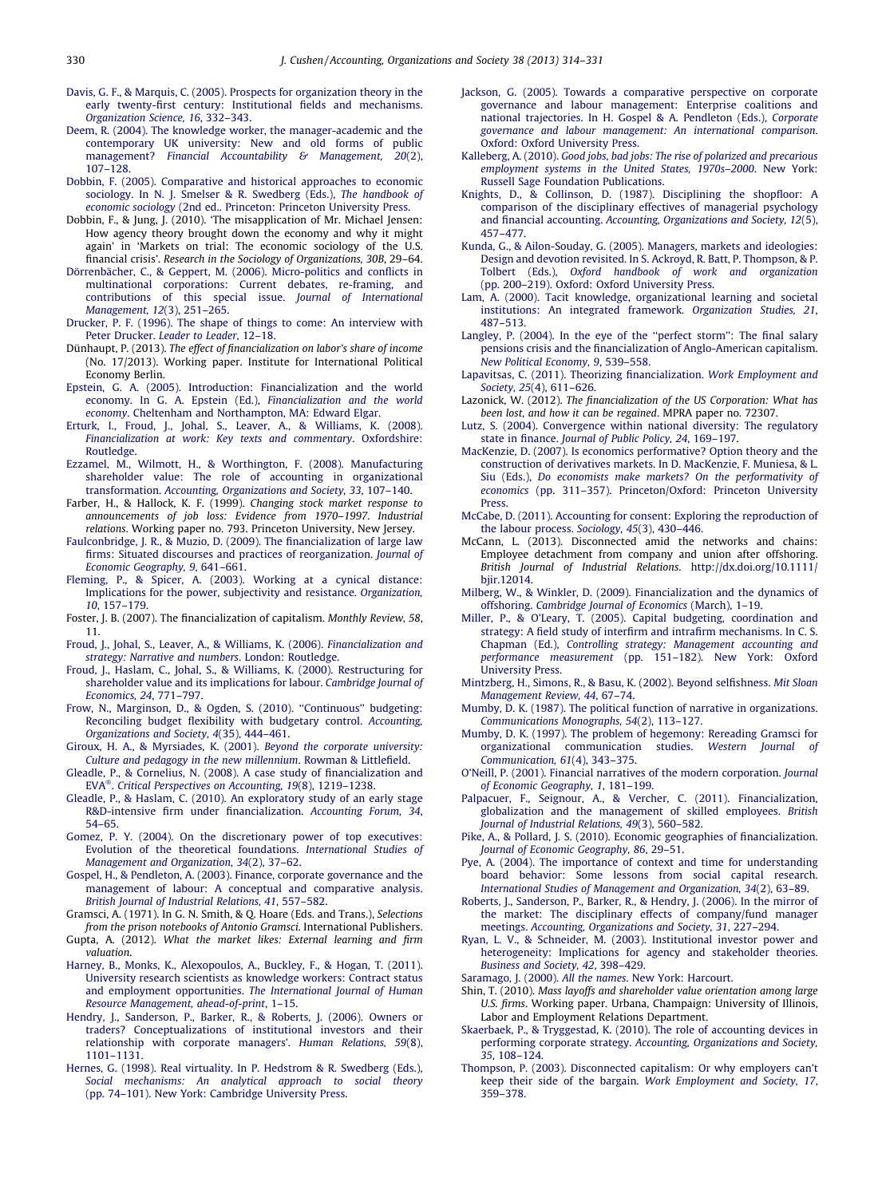Davis, G. F., & Marquis, C. (2005). Prospects for organization theory in the early twenty-first century: Institutional fields and mechanisms. *Organization Science, 16*, 332–343.

Deem, R. (2004). The knowledge worker, the manager-academic and the contemporary UK university: New and old forms of public management? *Financial Accountability & Management, 20*(2), 107–128.

Dobbin, F. (2005). Comparative and historical approaches to economic sociology. In N. J. Smelser & R. Swedberg (Eds.), *The handbook of economic sociology* (2nd ed.. Princeton: Princeton University Press.

Dobbin, F., & Jung, J. (2010). 'The misapplication of Mr. Michael Jensen: How agency theory brought down the economy and why it might again' in 'Markets on trial: The economic sociology of the U.S. financial crisis'. *Research in the Sociology of Organizations, 30B*, 29–64.

Dörrenbächer, C., & Geppert, M. (2006). Micro-politics and conflicts in multinational corporations: Current debates, re-framing, and contributions of this special issue. *Journal of International Management, 12*(3), 251–265.

Drucker, P. F. (1996). The shape of things to come: An interview with Peter Drucker. *Leader to Leader*, 12–18.

Dünhaupt, P. (2013). *The effect of financialization on labor's share of income* (No. 17/2013). Working paper. Institute for International Political Economy Berlin.

Epstein, G. A. (2005). Introduction: Financialization and the world economy. In G. A. Epstein (Ed.), *Financialization and the world economy*. Cheltenham and Northampton, MA: Edward Elgar.

Erturk, I., Froud, J., Johal, S., Leaver, A., & Williams, K. (2008). *Financialization at work: Key texts and commentary*. Oxfordshire: Routledge.

Ezzamel, M., Wilmott, H., & Worthington, F. (2008). Manufacturing shareholder value: The role of accounting in organizational transformation. *Accounting, Organizations and Society, 33*, 107–140.

Farber, H., & Hallock, K. F. (1999). *Changing stock market response to announcements of job loss: Evidence from 1970–1997. Industrial relations*. Working paper no. 793. Princeton University, New Jersey.

Faulconbridge, J. R., & Muzio, D. (2009). The financialization of large law firms: Situated discourses and practices of reorganization. *Journal of Economic Geography, 9*, 641–661.

Fleming, P., & Spicer, A. (2003). Working at a cynical distance: Implications for the power, subjectivity and resistance. *Organization, 10*, 157–179.

Foster, J. B. (2007). The financialization of capitalism. *Monthly Review, 58*, 11.

Froud, J., Johal, S., Leaver, A., & Williams, K. (2006). *Financialization and strategy: Narrative and numbers*. London: Routledge.

Froud, J., Haslam, C., Johal, S., & Williams, K. (2000). Restructuring for shareholder value and its implications for labour. *Cambridge Journal of Economics, 24*, 771–797.

Frow, N., Marginson, D., & Ogden, S. (2010). "Continuous" budgeting: Reconciling budget flexibility with budgetary control. *Accounting, Organizations and Society, 4*(35), 444–461.

Giroux, H. A., & Myrsiades, K. (2001). *Beyond the corporate university: Culture and pedagogy in the new millennium*. Rowman & Littlefield.

Gleadle, P., & Cornelius, N. (2008). A case study of financialization and EVA®. *Critical Perspectives on Accounting, 19*(8), 1219–1238.

Gleadle, P., & Haslam, C. (2010). An exploratory study of an early stage R&D-intensive firm under financialization. *Accounting Forum, 34*, 54–65.

Gomez, P. Y. (2004). On the discretionary power of top executives: Evolution of the theoretical foundations. *International Studies of Management and Organization, 34*(2), 37–62.

Gospel, H., & Pendleton, A. (2003). Finance, corporate governance and the management of labour: A conceptual and comparative analysis. *British Journal of Industrial Relations, 41*, 557–582.

Gramsci, A. (1971). In G. N. Smith, & Q. Hoare (Eds. and Trans.), *Selections from the prison notebooks of Antonio Gramsci*. International Publishers.

Gupta, A. (2012). *What the market likes: External learning and firm valuation*.

Harney, B., Monks, K., Alexopoulos, A., Buckley, F., & Hogan, T. (2011). University research scientists as knowledge workers: Contract status and employment opportunities. *The International Journal of Human Resource Management, ahead-of-print*, 1–15.

Hendry, J., Sanderson, P., Barker, R., & Roberts, J. (2006). Owners or traders? Conceptualizations of institutional investors and their relationship with corporate managers'. *Human Relations, 59*(8), 1101–1131.

Hernes, G. (1998). Real virtuality. In P. Hedstrom & R. Swedberg (Eds.), *Social mechanisms: An analytical approach to social theory* (pp. 74–101). New York: Cambridge University Press.

Jackson, G. (2005). Towards a comparative perspective on corporate governance and labour management: Enterprise coalitions and national trajectories. In H. Gospel & A. Pendleton (Eds.), *Corporate governance and labour management: An international comparison*. Oxford: Oxford University Press.

Kalleberg, A. (2010). *Good jobs, bad jobs: The rise of polarized and precarious employment systems in the United States, 1970s–2000*. New York: Russell Sage Foundation Publications.

Knights, D., & Collinson, D. (1987). Disciplining the shopfloor: A comparison of the disciplinary effectives of managerial psychology and financial accounting. *Accounting, Organizations and Society, 12*(5), 457–477.

Kunda, G., & Ailon-Souday, G. (2005). Managers, markets and ideologies: Design and devotion revisited. In S. Ackroyd, R. Batt, P. Thompson, & P. Tolbert (Eds.), *Oxford handbook of work and organization* (pp. 200–219). Oxford: Oxford University Press.

Lam, A. (2000). Tacit knowledge, organizational learning and societal institutions: An integrated framework. *Organization Studies, 21*, 487–513.

Langley, P. (2004). In the eye of the "perfect storm": The final salary pensions crisis and the financialization of Anglo-American capitalism. *New Political Economy, 9*, 539–558.

Lapavitsas, C. (2011). Theorizing financialization. *Work Employment and Society, 25*(4), 611–626.

Lazonick, W. (2012). *The financialization of the US Corporation: What has been lost, and how it can be regained*. MPRA paper no. 72307.

Lutz, S. (2004). Convergence within national diversity: The regulatory state in finance. *Journal of Public Policy, 24*, 169–197.

MacKenzie, D. (2007). Is economics performative? Option theory and the construction of derivatives markets. In D. MacKenzie, F. Muniesa, & L. Siu (Eds.), *Do economists make markets? On the performativity of economics* (pp. 311–357). Princeton/Oxford: Princeton University Press.

McCabe, D. (2011). Accounting for consent: Exploring the reproduction of the labour process. *Sociology, 45*(3), 430–446.

McCann, L. (2013). Disconnected amid the networks and chains: Employee detachment from company and union after offshoring. *British Journal of Industrial Relations*. http://dx.doi.org/10.1111/bjir.12014.

Milberg, W., & Winkler, D. (2009). Financialization and the dynamics of offshoring. *Cambridge Journal of Economics* (March), 1–19.

Miller, P., & O'Leary, T. (2005). Capital budgeting, coordination and strategy: A field study of interfirm and intrafirm mechanisms. In C. S. Chapman (Ed.), *Controlling strategy: Management accounting and performance measurement* (pp. 151–182). New York: Oxford University Press.

Mintzberg, H., Simons, R., & Basu, K. (2002). Beyond selfishness. *Mit Sloan Management Review, 44*, 67–74.

Mumby, D. K. (1987). The political function of narrative in organizations. *Communications Monographs, 54*(2), 113–127.

Mumby, D. K. (1997). The problem of hegemony: Rereading Gramsci for organizational communication studies. *Western Journal of Communication, 61*(4), 343–375.

O'Neill, P. (2001). Financial narratives of the modern corporation. *Journal of Economic Geography, 1*, 181–199.

Palpacuer, F., Seignour, A., & Vercher, C. (2011). Financialization, globalization and the management of skilled employees. *British Journal of Industrial Relations, 49*(3), 560–582.

Pike, A., & Pollard, J. S. (2010). Economic geographies of financialization. *Journal of Economic Geography, 86*, 29–51.

Pye, A. (2004). The importance of context and time for understanding board behavior: Some lessons from social capital research. *International Studies of Management and Organization, 34*(2), 63–89.

Roberts, J., Sanderson, P., Barker, R., & Hendry, J. (2006). In the mirror of the market: The disciplinary effects of company/fund manager meetings. *Accounting, Organizations and Society, 31*, 227–294.

Ryan, L. V., & Schneider, M. (2003). Institutional investor power and heterogeneity: Implications for agency and stakeholder theories. *Business and Society, 42*, 398–429.

Saramago, J. (2000). *All the names*. New York: Harcourt.

Shin, T. (2010). *Mass layoffs and shareholder value orientation among large U.S. firms*. Working paper. Urbana, Champaign: University of Illinois, Labor and Employment Relations Department.

Skaerbaek, P., & Tryggestad, K. (2010). The role of accounting devices in performing corporate strategy. *Accounting, Organizations and Society, 35*, 108–124.

Thompson, P. (2003). Disconnected capitalism: Or why employers can't keep their side of the bargain. *Work Employment and Society, 17*, 359–378.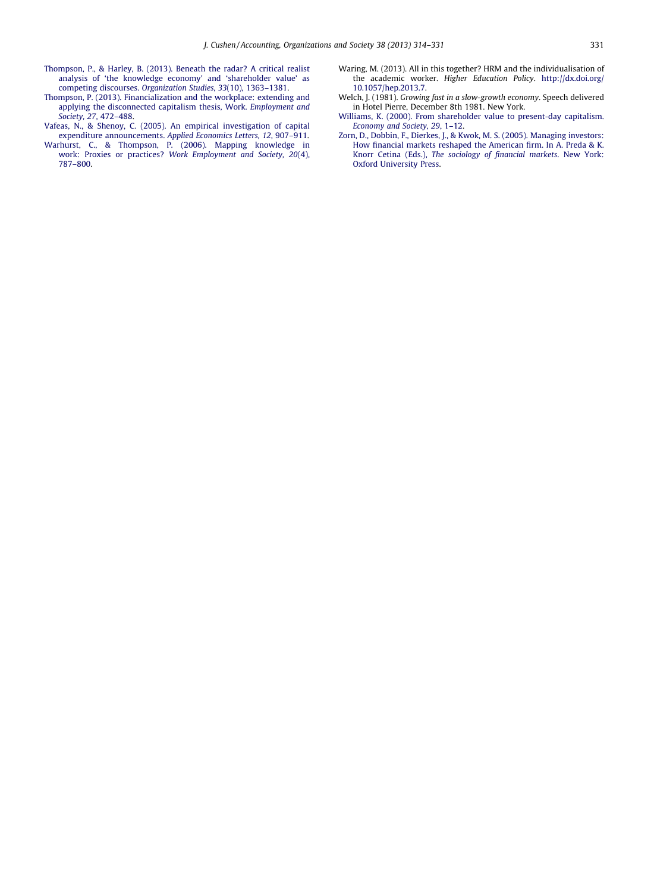Thompson, P., & Harley, B. (2013). Beneath the radar? A critical realist analysis of 'the knowledge economy' and 'shareholder value' as competing discourses. *Organization Studies, 33*(10), 1363–1381.

Thompson, P. (2013). Financialization and the workplace: extending and applying the disconnected capitalism thesis, Work. *Employment and Society, 27*, 472–488.

Vafeas, N., & Shenoy, C. (2005). An empirical investigation of capital expenditure announcements. *Applied Economics Letters, 12*, 907–911.

Warhurst, C., & Thompson, P. (2006). Mapping knowledge in work: Proxies or practices? *Work Employment and Society, 20*(4), 787–800.

Waring, M. (2013). All in this together? HRM and the individualisation of the academic worker. *Higher Education Policy*. http://dx.doi.org/10.1057/hep.2013.7.

Welch, J. (1981). *Growing fast in a slow-growth economy*. Speech delivered in Hotel Pierre, December 8th 1981. New York.

Williams, K. (2000). From shareholder value to present-day capitalism. *Economy and Society, 29*, 1–12.

Zorn, D., Dobbin, F., Dierkes, J., & Kwok, M. S. (2005). Managing investors: How financial markets reshaped the American firm. In A. Preda & K. Knorr Cetina (Eds.), *The sociology of financial markets*. New York: Oxford University Press.